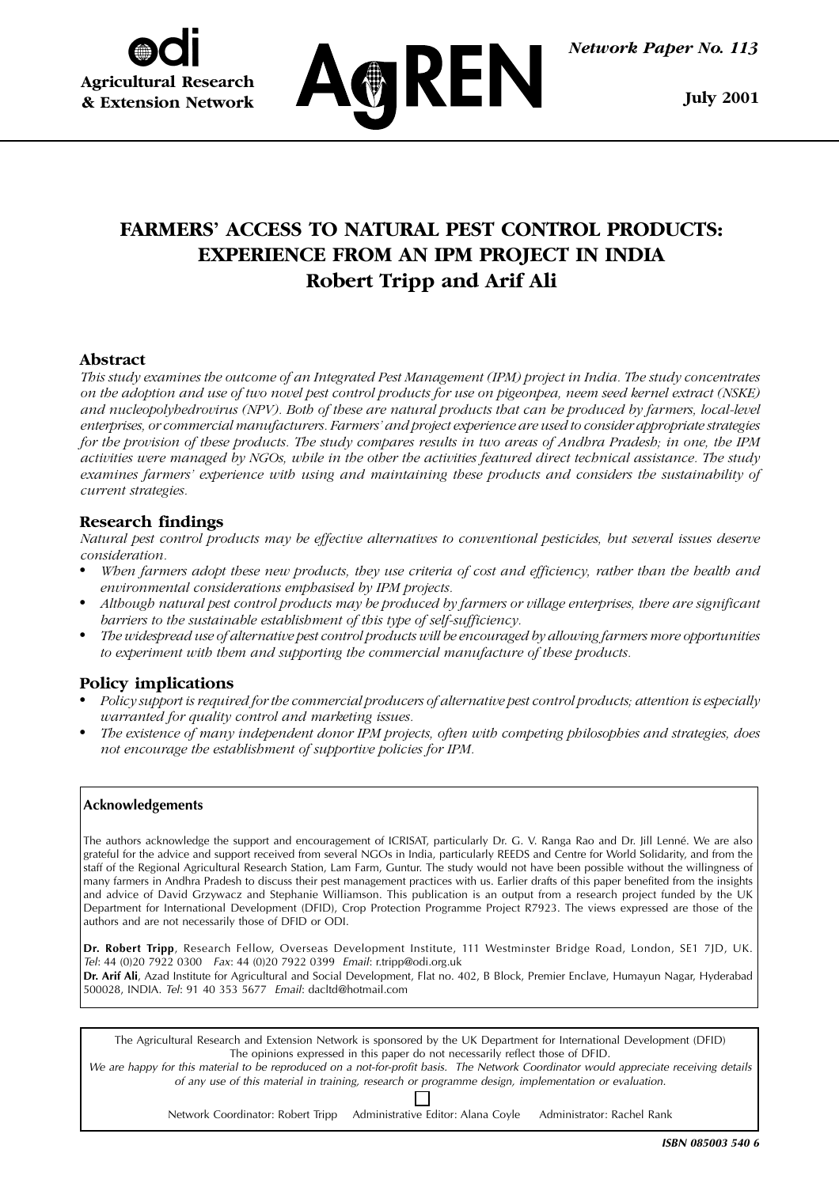odi

**Agricultural Research & Extension Network**

AgREN

*Network Paper No. 113*

**July 2001**

# FARMERS' ACCESS TO NATURAL PEST CONTROL PRODUCTS: EXPERIENCE FROM AN IPM PROJECT IN INDIA

## Robert Tripp and Arif Ali

### Abstract

*This study examines the outcome of an Integrated Pest Management (IPM) project in India. The study concentrates on the adoption and use of two novel pest control products for use on pigeonpea, neem seed kernel extract (NSKE) and nucleopolyhedrovirus (NPV). Both of these are natural products that can be produced by farmers, local-level enterprises, or commercial manufacturers. Farmers' and project experience are used to consider appropriate strategies for the provision of these products. The study compares results in two areas of Andhra Pradesh; in one, the IPM activities were managed by NGOs, while in the other the activities featured direct technical assistance. The study examines farmers' experience with using and maintaining these products and considers the sustainability of current strategies.*

### Research findings

*Natural pest control products may be effective alternatives to conventional pesticides, but several issues deserve consideration.*

- *When farmers adopt these new products, they use criteria of cost and efficiency, rather than the health and environmental considerations emphasised by IPM projects.*
- *Although natural pest control products may be produced by farmers or village enterprises, there are significant barriers to the sustainable establishment of this type of self-sufficiency.*
- *The widespread use of alternative pest control products will be encouraged by allowing farmers more opportunities to experiment with them and supporting the commercial manufacture of these products.*

### Policy implications

- *Policy support is required for the commercial producers of alternative pest control products; attention is especially warranted for quality control and marketing issues.*
- *The existence of many independent donor IPM projects, often with competing philosophies and strategies, does not encourage the establishment of supportive policies for IPM.*

---

**Acknowledgements**

The authors acknowledge the support and encouragement of ICRISAT, particularly Dr. G. V. Ranga Rao and Dr. Jill Lenné. We are also grateful for the advice and support received from several NGOs in India, particularly REEDS and Centre for World Solidarity, and from the staff of the Regional Agricultural Research Station, Lam Farm, Guntur. The study would not have been possible without the willingness of many farmers in Andhra Pradesh to discuss their pest management practices with us. Earlier drafts of this paper benefited from the insights and advice of David Grzywacz and Stephanie Williamson. This publication is an output from a research project funded by the UK Department for International Development (DFID), Crop Protection Programme Project R7923. The views expressed are those of the authors and are not necessarily those of DFID or ODI.

**Dr. Robert Tripp**, Research Fellow, Overseas Development Institute, 111 Westminster Bridge Road, London, SE1 7JD, UK. *Tel*: 44 (0)20 7922 0300 *Fax*: 44 (0)20 7922 0399 *Email*: r.tripp@odi.org.uk

**Dr. Arif Ali**, Azad Institute for Agricultural and Social Development, Flat no. 402, B Block, Premier Enclave, Humayun Nagar, Hyderabad 500028, INDIA. *Tel*: 91 40 353 5677 *Email*: dacltd@hotmail.com

---

The Agricultural Research and Extension Network is sponsored by the UK Department for International Development (DFID)
The opinions expressed in this paper do not necessarily reflect those of DFID.
*We are happy for this material to be reproduced on a not-for-profit basis. The Network Coordinator would appreciate receiving details of any use of this material in training, research or programme design, implementation or evaluation.*

Network Coordinator: Robert Tripp Administrative Editor: Alana Coyle Administrator: Rachel Rank

***ISBN 085003 540 6***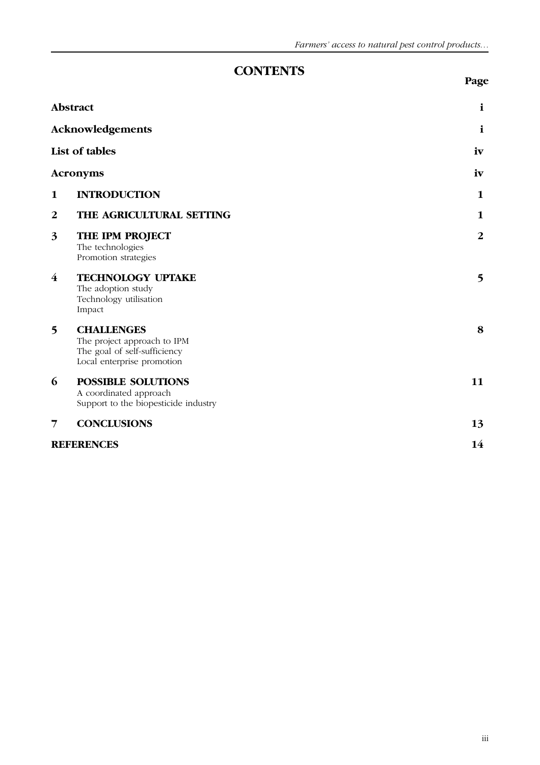# CONTENTS

| | | Page |
|---|---|---|
| **Abstract** | | **i** |
| **Acknowledgements** | | **i** |
| **List of tables** | | **iv** |
| **Acronyms** | | **iv** |
| **1** | **INTRODUCTION** | **1** |
| **2** | **THE AGRICULTURAL SETTING** | **1** |
| **3** | **THE IPM PROJECT**<br>The technologies<br>Promotion strategies | **2** |
| **4** | **TECHNOLOGY UPTAKE**<br>The adoption study<br>Technology utilisation<br>Impact | **5** |
| **5** | **CHALLENGES**<br>The project approach to IPM<br>The goal of self-sufficiency<br>Local enterprise promotion | **8** |
| **6** | **POSSIBLE SOLUTIONS**<br>A coordinated approach<br>Support to the biopesticide industry | **11** |
| **7** | **CONCLUSIONS** | **13** |
| **REFERENCES** | | **14** |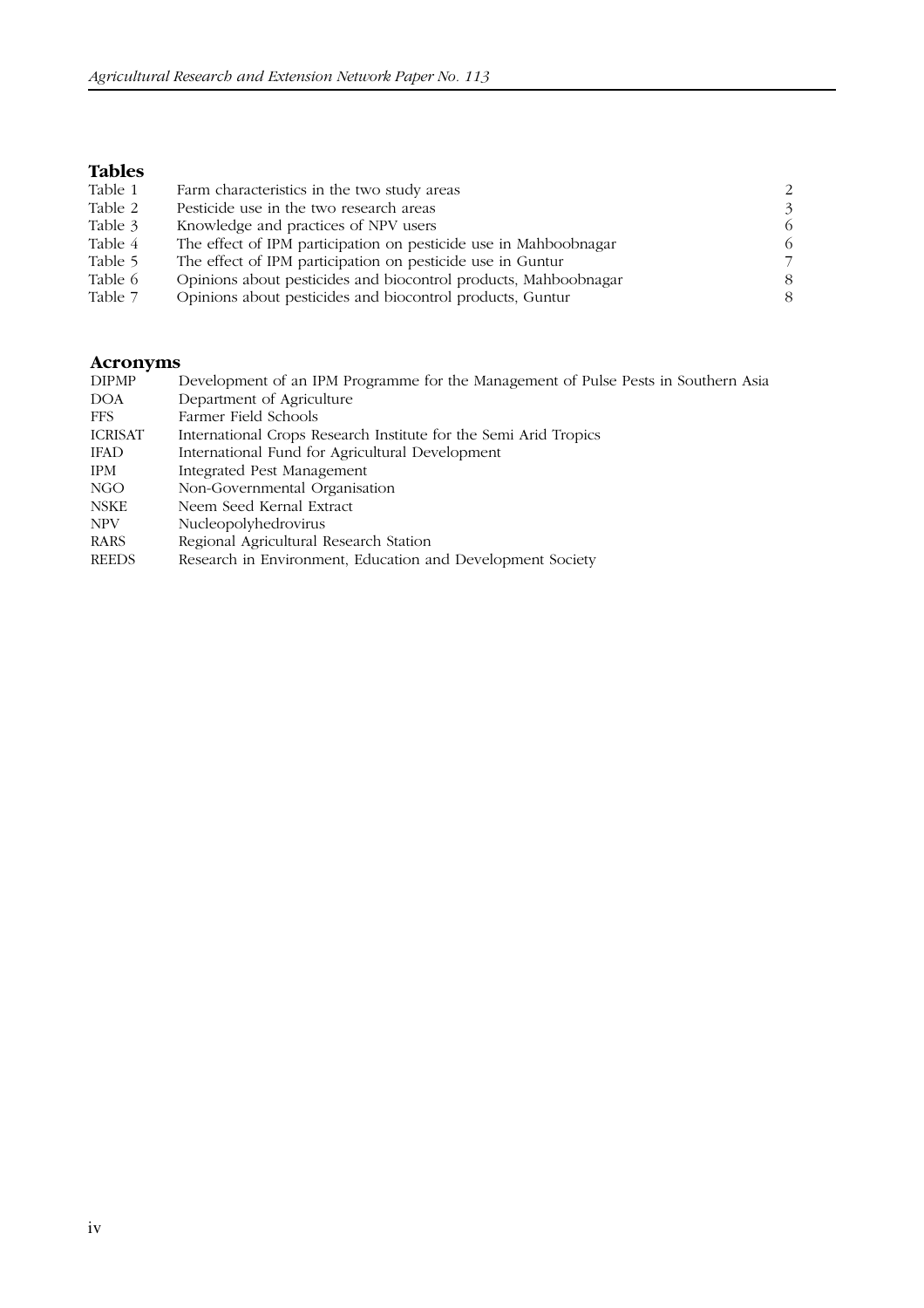## Tables

| | | |
|---|---|---|
| Table 1 | Farm characteristics in the two study areas | 2 |
| Table 2 | Pesticide use in the two research areas | 3 |
| Table 3 | Knowledge and practices of NPV users | 6 |
| Table 4 | The effect of IPM participation on pesticide use in Mahboobnagar | 6 |
| Table 5 | The effect of IPM participation on pesticide use in Guntur | 7 |
| Table 6 | Opinions about pesticides and biocontrol products, Mahboobnagar | 8 |
| Table 7 | Opinions about pesticides and biocontrol products, Guntur | 8 |

## Acronyms

| | |
|---|---|
| DIPMP | Development of an IPM Programme for the Management of Pulse Pests in Southern Asia |
| DOA | Department of Agriculture |
| FFS | Farmer Field Schools |
| ICRISAT | International Crops Research Institute for the Semi Arid Tropics |
| IFAD | International Fund for Agricultural Development |
| IPM | Integrated Pest Management |
| NGO | Non-Governmental Organisation |
| NSKE | Neem Seed Kernal Extract |
| NPV | Nucleopolyhedrovirus |
| RARS | Regional Agricultural Research Station |
| REEDS | Research in Environment, Education and Development Society |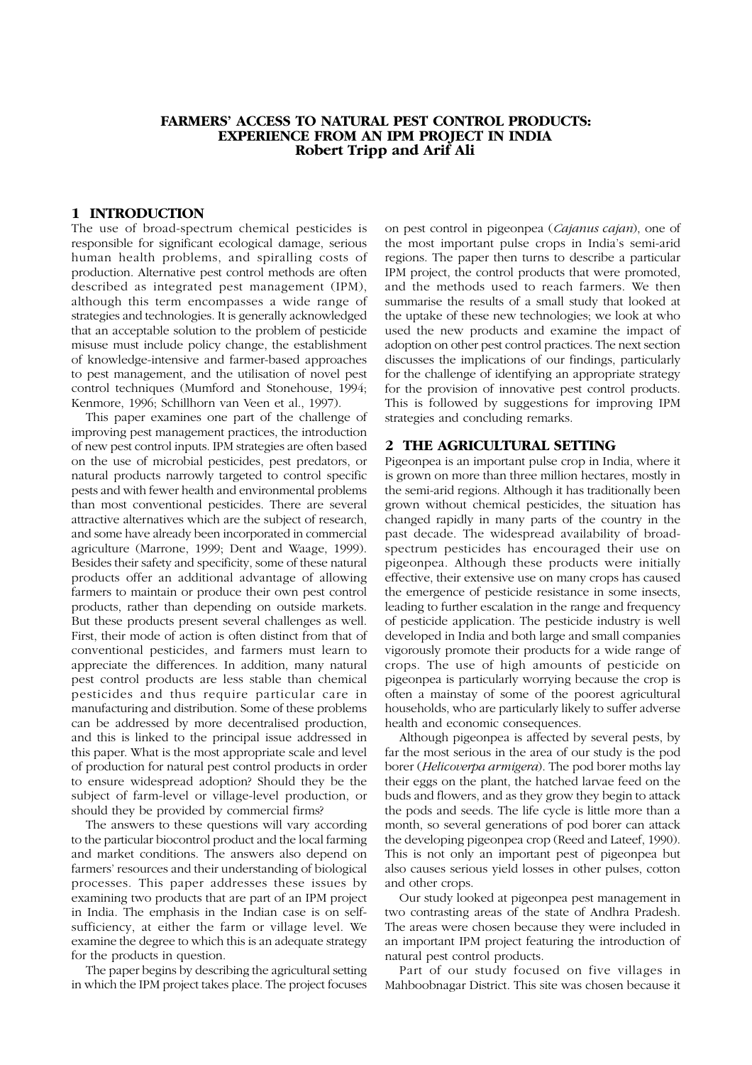# FARMERS' ACCESS TO NATURAL PEST CONTROL PRODUCTS: EXPERIENCE FROM AN IPM PROJECT IN INDIA

**Robert Tripp and Arif Ali**

## 1 INTRODUCTION

The use of broad-spectrum chemical pesticides is responsible for significant ecological damage, serious human health problems, and spiralling costs of production. Alternative pest control methods are often described as integrated pest management (IPM), although this term encompasses a wide range of strategies and technologies. It is generally acknowledged that an acceptable solution to the problem of pesticide misuse must include policy change, the establishment of knowledge-intensive and farmer-based approaches to pest management, and the utilisation of novel pest control techniques (Mumford and Stonehouse, 1994; Kenmore, 1996; Schillhorn van Veen et al., 1997).

This paper examines one part of the challenge of improving pest management practices, the introduction of new pest control inputs. IPM strategies are often based on the use of microbial pesticides, pest predators, or natural products narrowly targeted to control specific pests and with fewer health and environmental problems than most conventional pesticides. There are several attractive alternatives which are the subject of research, and some have already been incorporated in commercial agriculture (Marrone, 1999; Dent and Waage, 1999). Besides their safety and specificity, some of these natural products offer an additional advantage of allowing farmers to maintain or produce their own pest control products, rather than depending on outside markets. But these products present several challenges as well. First, their mode of action is often distinct from that of conventional pesticides, and farmers must learn to appreciate the differences. In addition, many natural pest control products are less stable than chemical pesticides and thus require particular care in manufacturing and distribution. Some of these problems can be addressed by more decentralised production, and this is linked to the principal issue addressed in this paper. What is the most appropriate scale and level of production for natural pest control products in order to ensure widespread adoption? Should they be the subject of farm-level or village-level production, or should they be provided by commercial firms?

The answers to these questions will vary according to the particular biocontrol product and the local farming and market conditions. The answers also depend on farmers' resources and their understanding of biological processes. This paper addresses these issues by examining two products that are part of an IPM project in India. The emphasis in the Indian case is on self-sufficiency, at either the farm or village level. We examine the degree to which this is an adequate strategy for the products in question.

The paper begins by describing the agricultural setting in which the IPM project takes place. The project focuses on pest control in pigeonpea (*Cajanus cajan*), one of the most important pulse crops in India's semi-arid regions. The paper then turns to describe a particular IPM project, the control products that were promoted, and the methods used to reach farmers. We then summarise the results of a small study that looked at the uptake of these new technologies; we look at who used the new products and examine the impact of adoption on other pest control practices. The next section discusses the implications of our findings, particularly for the challenge of identifying an appropriate strategy for the provision of innovative pest control products. This is followed by suggestions for improving IPM strategies and concluding remarks.

## 2 THE AGRICULTURAL SETTING

Pigeonpea is an important pulse crop in India, where it is grown on more than three million hectares, mostly in the semi-arid regions. Although it has traditionally been grown without chemical pesticides, the situation has changed rapidly in many parts of the country in the past decade. The widespread availability of broad-spectrum pesticides has encouraged their use on pigeonpea. Although these products were initially effective, their extensive use on many crops has caused the emergence of pesticide resistance in some insects, leading to further escalation in the range and frequency of pesticide application. The pesticide industry is well developed in India and both large and small companies vigorously promote their products for a wide range of crops. The use of high amounts of pesticide on pigeonpea is particularly worrying because the crop is often a mainstay of some of the poorest agricultural households, who are particularly likely to suffer adverse health and economic consequences.

Although pigeonpea is affected by several pests, by far the most serious in the area of our study is the pod borer (*Helicoverpa armigera*). The pod borer moths lay their eggs on the plant, the hatched larvae feed on the buds and flowers, and as they grow they begin to attack the pods and seeds. The life cycle is little more than a month, so several generations of pod borer can attack the developing pigeonpea crop (Reed and Lateef, 1990). This is not only an important pest of pigeonpea but also causes serious yield losses in other pulses, cotton and other crops.

Our study looked at pigeonpea pest management in two contrasting areas of the state of Andhra Pradesh. The areas were chosen because they were included in an important IPM project featuring the introduction of natural pest control products.

Part of our study focused on five villages in Mahboobnagar District. This site was chosen because it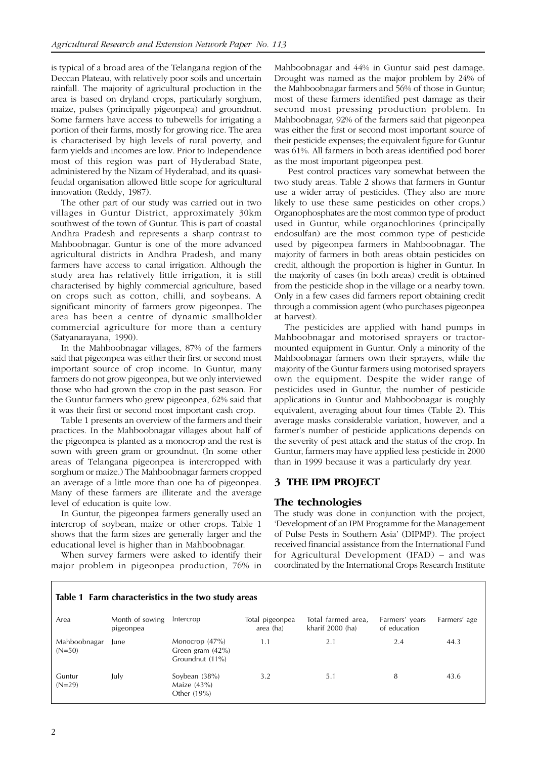is typical of a broad area of the Telangana region of the Deccan Plateau, with relatively poor soils and uncertain rainfall. The majority of agricultural production in the area is based on dryland crops, particularly sorghum, maize, pulses (principally pigeonpea) and groundnut. Some farmers have access to tubewells for irrigating a portion of their farms, mostly for growing rice. The area is characterised by high levels of rural poverty, and farm yields and incomes are low. Prior to Independence most of this region was part of Hyderabad State, administered by the Nizam of Hyderabad, and its quasi-feudal organisation allowed little scope for agricultural innovation (Reddy, 1987).

The other part of our study was carried out in two villages in Guntur District, approximately 30km southwest of the town of Guntur. This is part of coastal Andhra Pradesh and represents a sharp contrast to Mahboobnagar. Guntur is one of the more advanced agricultural districts in Andhra Pradesh, and many farmers have access to canal irrigation. Although the study area has relatively little irrigation, it is still characterised by highly commercial agriculture, based on crops such as cotton, chilli, and soybeans. A significant minority of farmers grow pigeonpea. The area has been a centre of dynamic smallholder commercial agriculture for more than a century (Satyanarayana, 1990).

In the Mahboobnagar villages, 87% of the farmers said that pigeonpea was either their first or second most important source of crop income. In Guntur, many farmers do not grow pigeonpea, but we only interviewed those who had grown the crop in the past season. For the Guntur farmers who grew pigeonpea, 62% said that it was their first or second most important cash crop.

Table 1 presents an overview of the farmers and their practices. In the Mahboobnagar villages about half of the pigeonpea is planted as a monocrop and the rest is sown with green gram or groundnut. (In some other areas of Telangana pigeonpea is intercropped with sorghum or maize.) The Mahboobnagar farmers cropped an average of a little more than one ha of pigeonpea. Many of these farmers are illiterate and the average level of education is quite low.

In Guntur, the pigeonpea farmers generally used an intercrop of soybean, maize or other crops. Table 1 shows that the farm sizes are generally larger and the educational level is higher than in Mahboobnagar.

When survey farmers were asked to identify their major problem in pigeonpea production, 76% in Mahboobnagar and 44% in Guntur said pest damage. Drought was named as the major problem by 24% of the Mahboobnagar farmers and 56% of those in Guntur; most of these farmers identified pest damage as their second most pressing production problem. In Mahboobnagar, 92% of the farmers said that pigeonpea was either the first or second most important source of their pesticide expenses; the equivalent figure for Guntur was 61%. All farmers in both areas identified pod borer as the most important pigeonpea pest.

Pest control practices vary somewhat between the two study areas. Table 2 shows that farmers in Guntur use a wider array of pesticides. (They also are more likely to use these same pesticides on other crops.) Organophosphates are the most common type of product used in Guntur, while organochlorines (principally endosulfan) are the most common type of pesticide used by pigeonpea farmers in Mahboobnagar. The majority of farmers in both areas obtain pesticides on credit, although the proportion is higher in Guntur. In the majority of cases (in both areas) credit is obtained from the pesticide shop in the village or a nearby town. Only in a few cases did farmers report obtaining credit through a commission agent (who purchases pigeonpea at harvest).

The pesticides are applied with hand pumps in Mahboobnagar and motorised sprayers or tractor-mounted equipment in Guntur. Only a minority of the Mahboobnagar farmers own their sprayers, while the majority of the Guntur farmers using motorised sprayers own the equipment. Despite the wider range of pesticides used in Guntur, the number of pesticide applications in Guntur and Mahboobnagar is roughly equivalent, averaging about four times (Table 2). This average masks considerable variation, however, and a farmer's number of pesticide applications depends on the severity of pest attack and the status of the crop. In Guntur, farmers may have applied less pesticide in 2000 than in 1999 because it was a particularly dry year.

## 3 THE IPM PROJECT

### The technologies

The study was done in conjunction with the project, 'Development of an IPM Programme for the Management of Pulse Pests in Southern Asia' (DIPMP). The project received financial assistance from the International Fund for Agricultural Development (IFAD) – and was coordinated by the International Crops Research Institute

**Table 1 Farm characteristics in the two study areas**

| Area | Month of sowing pigeonpea | Intercrop | Total pigeonpea area (ha) | Total farmed area, kharif 2000 (ha) | Farmers' years of education | Farmers' age |
|---|---|---|---|---|---|---|
| Mahboobnagar (N=50) | June | Monocrop (47%) Green gram (42%) Groundnut (11%) | 1.1 | 2.1 | 2.4 | 44.3 |
| Guntur (N=29) | July | Soybean (38%) Maize (43%) Other (19%) | 3.2 | 5.1 | 8 | 43.6 |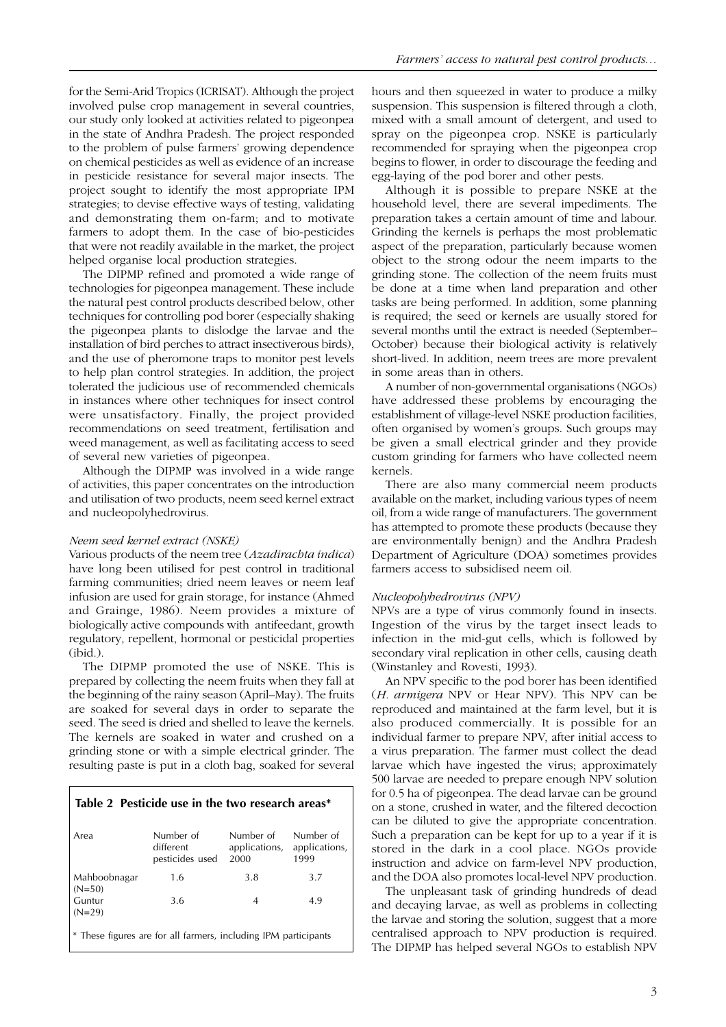for the Semi-Arid Tropics (ICRISAT). Although the project involved pulse crop management in several countries, our study only looked at activities related to pigeonpea in the state of Andhra Pradesh. The project responded to the problem of pulse farmers' growing dependence on chemical pesticides as well as evidence of an increase in pesticide resistance for several major insects. The project sought to identify the most appropriate IPM strategies; to devise effective ways of testing, validating and demonstrating them on-farm; and to motivate farmers to adopt them. In the case of bio-pesticides that were not readily available in the market, the project helped organise local production strategies.

The DIPMP refined and promoted a wide range of technologies for pigeonpea management. These include the natural pest control products described below, other techniques for controlling pod borer (especially shaking the pigeonpea plants to dislodge the larvae and the installation of bird perches to attract insectiverous birds), and the use of pheromone traps to monitor pest levels to help plan control strategies. In addition, the project tolerated the judicious use of recommended chemicals in instances where other techniques for insect control were unsatisfactory. Finally, the project provided recommendations on seed treatment, fertilisation and weed management, as well as facilitating access to seed of several new varieties of pigeonpea.

Although the DIPMP was involved in a wide range of activities, this paper concentrates on the introduction and utilisation of two products, neem seed kernel extract and nucleopolyhedrovirus.

*Neem seed kernel extract (NSKE)*

Various products of the neem tree (*Azadirachta indica*) have long been utilised for pest control in traditional farming communities; dried neem leaves or neem leaf infusion are used for grain storage, for instance (Ahmed and Grainge, 1986). Neem provides a mixture of biologically active compounds with antifeedant, growth regulatory, repellent, hormonal or pesticidal properties (ibid.).

The DIPMP promoted the use of NSKE. This is prepared by collecting the neem fruits when they fall at the beginning of the rainy season (April–May). The fruits are soaked for several days in order to separate the seed. The seed is dried and shelled to leave the kernels. The kernels are soaked in water and crushed on a grinding stone or with a simple electrical grinder. The resulting paste is put in a cloth bag, soaked for several hours and then squeezed in water to produce a milky suspension. This suspension is filtered through a cloth, mixed with a small amount of detergent, and used to spray on the pigeonpea crop. NSKE is particularly recommended for spraying when the pigeonpea crop begins to flower, in order to discourage the feeding and egg-laying of the pod borer and other pests.

**Table 2 Pesticide use in the two research areas***

| Area | Number of different pesticides used | Number of applications, 2000 | Number of applications, 1999 |
|---|---|---|---|
| Mahboobnagar (N=50) | 1.6 | 3.8 | 3.7 |
| Guntur (N=29) | 3.6 | 4 | 4.9 |

\* These figures are for all farmers, including IPM participants

Although it is possible to prepare NSKE at the household level, there are several impediments. The preparation takes a certain amount of time and labour. Grinding the kernels is perhaps the most problematic aspect of the preparation, particularly because women object to the strong odour the neem imparts to the grinding stone. The collection of the neem fruits must be done at a time when land preparation and other tasks are being performed. In addition, some planning is required; the seed or kernels are usually stored for several months until the extract is needed (September–October) because their biological activity is relatively short-lived. In addition, neem trees are more prevalent in some areas than in others.

A number of non-governmental organisations (NGOs) have addressed these problems by encouraging the establishment of village-level NSKE production facilities, often organised by women's groups. Such groups may be given a small electrical grinder and they provide custom grinding for farmers who have collected neem kernels.

There are also many commercial neem products available on the market, including various types of neem oil, from a wide range of manufacturers. The government has attempted to promote these products (because they are environmentally benign) and the Andhra Pradesh Department of Agriculture (DOA) sometimes provides farmers access to subsidised neem oil.

*Nucleopolyhedrovirus (NPV)*

NPVs are a type of virus commonly found in insects. Ingestion of the virus by the target insect leads to infection in the mid-gut cells, which is followed by secondary viral replication in other cells, causing death (Winstanley and Rovesti, 1993).

An NPV specific to the pod borer has been identified (*H. armigera* NPV or Hear NPV). This NPV can be reproduced and maintained at the farm level, but it is also produced commercially. It is possible for an individual farmer to prepare NPV, after initial access to a virus preparation. The farmer must collect the dead larvae which have ingested the virus; approximately 500 larvae are needed to prepare enough NPV solution for 0.5 ha of pigeonpea. The dead larvae can be ground on a stone, crushed in water, and the filtered decoction can be diluted to give the appropriate concentration. Such a preparation can be kept for up to a year if it is stored in the dark in a cool place. NGOs provide instruction and advice on farm-level NPV production, and the DOA also promotes local-level NPV production.

The unpleasant task of grinding hundreds of dead and decaying larvae, as well as problems in collecting the larvae and storing the solution, suggest that a more centralised approach to NPV production is required. The DIPMP has helped several NGOs to establish NPV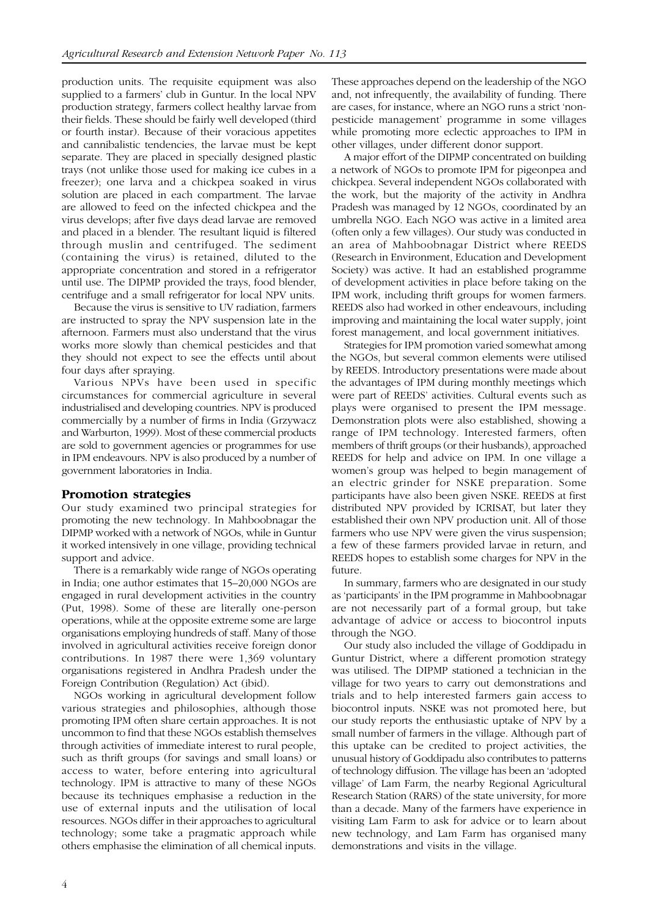production units. The requisite equipment was also supplied to a farmers' club in Guntur. In the local NPV production strategy, farmers collect healthy larvae from their fields. These should be fairly well developed (third or fourth instar). Because of their voracious appetites and cannibalistic tendencies, the larvae must be kept separate. They are placed in specially designed plastic trays (not unlike those used for making ice cubes in a freezer); one larva and a chickpea soaked in virus solution are placed in each compartment. The larvae are allowed to feed on the infected chickpea and the virus develops; after five days dead larvae are removed and placed in a blender. The resultant liquid is filtered through muslin and centrifuged. The sediment (containing the virus) is retained, diluted to the appropriate concentration and stored in a refrigerator until use. The DIPMP provided the trays, food blender, centrifuge and a small refrigerator for local NPV units.

Because the virus is sensitive to UV radiation, farmers are instructed to spray the NPV suspension late in the afternoon. Farmers must also understand that the virus works more slowly than chemical pesticides and that they should not expect to see the effects until about four days after spraying.

Various NPVs have been used in specific circumstances for commercial agriculture in several industrialised and developing countries. NPV is produced commercially by a number of firms in India (Grzywacz and Warburton, 1999). Most of these commercial products are sold to government agencies or programmes for use in IPM endeavours. NPV is also produced by a number of government laboratories in India.

## Promotion strategies

Our study examined two principal strategies for promoting the new technology. In Mahboobnagar the DIPMP worked with a network of NGOs, while in Guntur it worked intensively in one village, providing technical support and advice.

There is a remarkably wide range of NGOs operating in India; one author estimates that 15–20,000 NGOs are engaged in rural development activities in the country (Put, 1998). Some of these are literally one-person operations, while at the opposite extreme some are large organisations employing hundreds of staff. Many of those involved in agricultural activities receive foreign donor contributions. In 1987 there were 1,369 voluntary organisations registered in Andhra Pradesh under the Foreign Contribution (Regulation) Act (ibid).

NGOs working in agricultural development follow various strategies and philosophies, although those promoting IPM often share certain approaches. It is not uncommon to find that these NGOs establish themselves through activities of immediate interest to rural people, such as thrift groups (for savings and small loans) or access to water, before entering into agricultural technology. IPM is attractive to many of these NGOs because its techniques emphasise a reduction in the use of external inputs and the utilisation of local resources. NGOs differ in their approaches to agricultural technology; some take a pragmatic approach while others emphasise the elimination of all chemical inputs. These approaches depend on the leadership of the NGO and, not infrequently, the availability of funding. There are cases, for instance, where an NGO runs a strict 'non-pesticide management' programme in some villages while promoting more eclectic approaches to IPM in other villages, under different donor support.

A major effort of the DIPMP concentrated on building a network of NGOs to promote IPM for pigeonpea and chickpea. Several independent NGOs collaborated with the work, but the majority of the activity in Andhra Pradesh was managed by 12 NGOs, coordinated by an umbrella NGO. Each NGO was active in a limited area (often only a few villages). Our study was conducted in an area of Mahboobnagar District where REEDS (Research in Environment, Education and Development Society) was active. It had an established programme of development activities in place before taking on the IPM work, including thrift groups for women farmers. REEDS also had worked in other endeavours, including improving and maintaining the local water supply, joint forest management, and local government initiatives.

Strategies for IPM promotion varied somewhat among the NGOs, but several common elements were utilised by REEDS. Introductory presentations were made about the advantages of IPM during monthly meetings which were part of REEDS' activities. Cultural events such as plays were organised to present the IPM message. Demonstration plots were also established, showing a range of IPM technology. Interested farmers, often members of thrift groups (or their husbands), approached REEDS for help and advice on IPM. In one village a women's group was helped to begin management of an electric grinder for NSKE preparation. Some participants have also been given NSKE. REEDS at first distributed NPV provided by ICRISAT, but later they established their own NPV production unit. All of those farmers who use NPV were given the virus suspension; a few of these farmers provided larvae in return, and REEDS hopes to establish some charges for NPV in the future.

In summary, farmers who are designated in our study as 'participants' in the IPM programme in Mahboobnagar are not necessarily part of a formal group, but take advantage of advice or access to biocontrol inputs through the NGO.

Our study also included the village of Goddipadu in Guntur District, where a different promotion strategy was utilised. The DIPMP stationed a technician in the village for two years to carry out demonstrations and trials and to help interested farmers gain access to biocontrol inputs. NSKE was not promoted here, but our study reports the enthusiastic uptake of NPV by a small number of farmers in the village. Although part of this uptake can be credited to project activities, the unusual history of Goddipadu also contributes to patterns of technology diffusion. The village has been an 'adopted village' of Lam Farm, the nearby Regional Agricultural Research Station (RARS) of the state university, for more than a decade. Many of the farmers have experience in visiting Lam Farm to ask for advice or to learn about new technology, and Lam Farm has organised many demonstrations and visits in the village.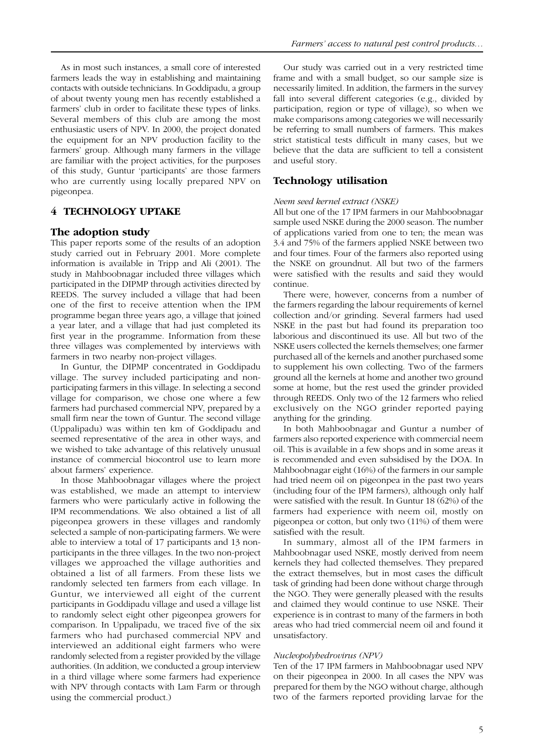As in most such instances, a small core of interested farmers leads the way in establishing and maintaining contacts with outside technicians. In Goddipadu, a group of about twenty young men has recently established a farmers' club in order to facilitate these types of links. Several members of this club are among the most enthusiastic users of NPV. In 2000, the project donated the equipment for an NPV production facility to the farmers' group. Although many farmers in the village are familiar with the project activities, for the purposes of this study, Guntur 'participants' are those farmers who are currently using locally prepared NPV on pigeonpea.

## 4 TECHNOLOGY UPTAKE

### The adoption study

This paper reports some of the results of an adoption study carried out in February 2001. More complete information is available in Tripp and Ali (2001). The study in Mahboobnagar included three villages which participated in the DIPMP through activities directed by REEDS. The survey included a village that had been one of the first to receive attention when the IPM programme began three years ago, a village that joined a year later, and a village that had just completed its first year in the programme. Information from these three villages was complemented by interviews with farmers in two nearby non-project villages.

In Guntur, the DIPMP concentrated in Goddipadu village. The survey included participating and non-participating farmers in this village. In selecting a second village for comparison, we chose one where a few farmers had purchased commercial NPV, prepared by a small firm near the town of Guntur. The second village (Uppalipadu) was within ten km of Goddipadu and seemed representative of the area in other ways, and we wished to take advantage of this relatively unusual instance of commercial biocontrol use to learn more about farmers' experience.

In those Mahboobnagar villages where the project was established, we made an attempt to interview farmers who were particularly active in following the IPM recommendations. We also obtained a list of all pigeonpea growers in these villages and randomly selected a sample of non-participating farmers. We were able to interview a total of 17 participants and 13 non-participants in the three villages. In the two non-project villages we approached the village authorities and obtained a list of all farmers. From these lists we randomly selected ten farmers from each village. In Guntur, we interviewed all eight of the current participants in Goddipadu village and used a village list to randomly select eight other pigeonpea growers for comparison. In Uppalipadu, we traced five of the six farmers who had purchased commercial NPV and interviewed an additional eight farmers who were randomly selected from a register provided by the village authorities. (In addition, we conducted a group interview in a third village where some farmers had experience with NPV through contacts with Lam Farm or through using the commercial product.)

Our study was carried out in a very restricted time frame and with a small budget, so our sample size is necessarily limited. In addition, the farmers in the survey fall into several different categories (e.g., divided by participation, region or type of village), so when we make comparisons among categories we will necessarily be referring to small numbers of farmers. This makes strict statistical tests difficult in many cases, but we believe that the data are sufficient to tell a consistent and useful story.

### Technology utilisation

*Neem seed kernel extract (NSKE)*

All but one of the 17 IPM farmers in our Mahboobnagar sample used NSKE during the 2000 season. The number of applications varied from one to ten; the mean was 3.4 and 75% of the farmers applied NSKE between two and four times. Four of the farmers also reported using the NSKE on groundnut. All but two of the farmers were satisfied with the results and said they would continue.

There were, however, concerns from a number of the farmers regarding the labour requirements of kernel collection and/or grinding. Several farmers had used NSKE in the past but had found its preparation too laborious and discontinued its use. All but two of the NSKE users collected the kernels themselves; one farmer purchased all of the kernels and another purchased some to supplement his own collecting. Two of the farmers ground all the kernels at home and another two ground some at home, but the rest used the grinder provided through REEDS. Only two of the 12 farmers who relied exclusively on the NGO grinder reported paying anything for the grinding.

In both Mahboobnagar and Guntur a number of farmers also reported experience with commercial neem oil. This is available in a few shops and in some areas it is recommended and even subsidised by the DOA. In Mahboobnagar eight (16%) of the farmers in our sample had tried neem oil on pigeonpea in the past two years (including four of the IPM farmers), although only half were satisfied with the result. In Guntur 18 (62%) of the farmers had experience with neem oil, mostly on pigeonpea or cotton, but only two (11%) of them were satisfied with the result.

In summary, almost all of the IPM farmers in Mahboobnagar used NSKE, mostly derived from neem kernels they had collected themselves. They prepared the extract themselves, but in most cases the difficult task of grinding had been done without charge through the NGO. They were generally pleased with the results and claimed they would continue to use NSKE. Their experience is in contrast to many of the farmers in both areas who had tried commercial neem oil and found it unsatisfactory.

*Nucleopolyhedrovirus (NPV)*

Ten of the 17 IPM farmers in Mahboobnagar used NPV on their pigeonpea in 2000. In all cases the NPV was prepared for them by the NGO without charge, although two of the farmers reported providing larvae for the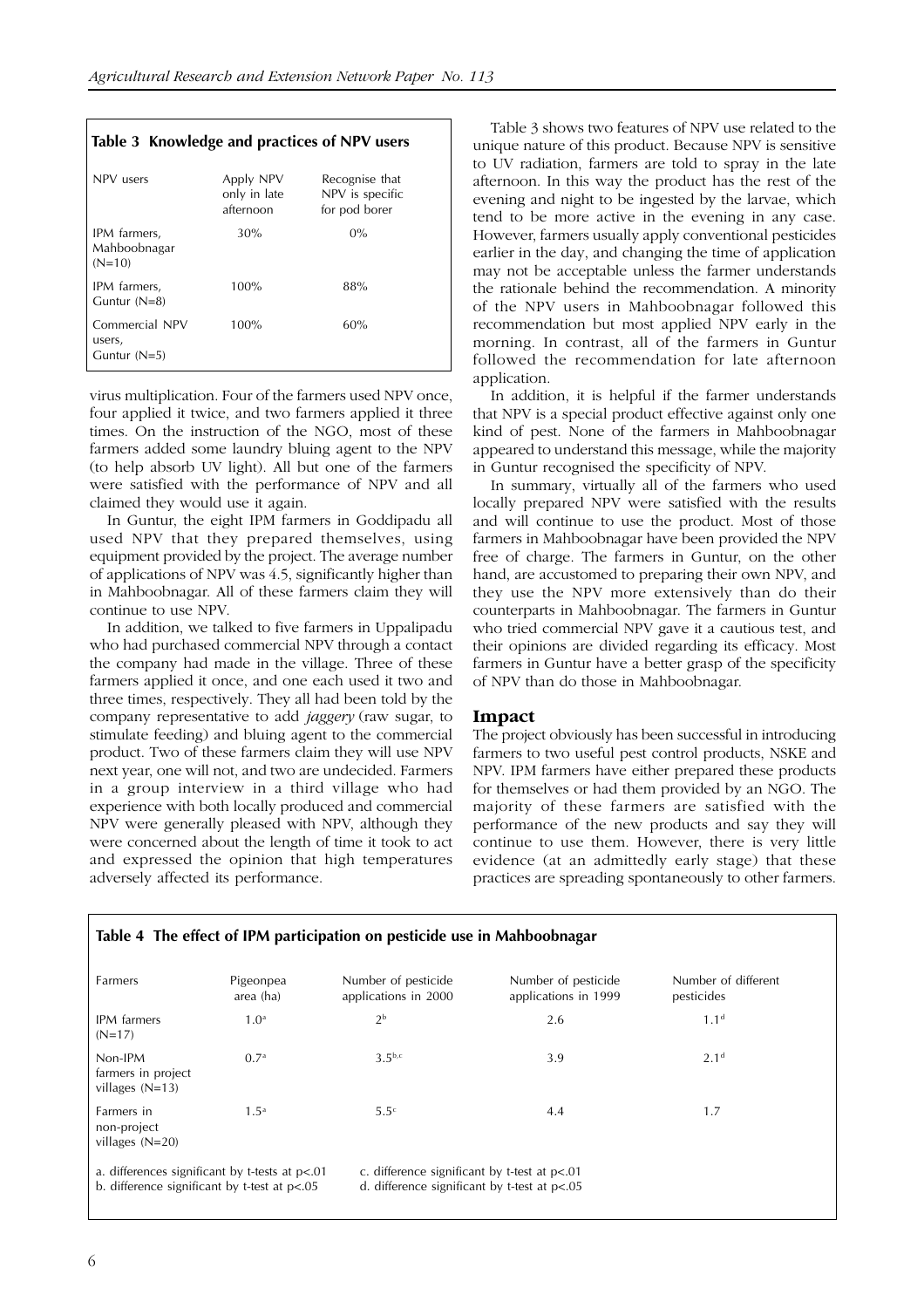**Table 3 Knowledge and practices of NPV users**

| NPV users | Apply NPV only in late afternoon | Recognise that NPV is specific for pod borer |
|---|---|---|
| IPM farmers, Mahboobnagar (N=10) | 30% | 0% |
| IPM farmers, Guntur (N=8) | 100% | 88% |
| Commercial NPV users, Guntur (N=5) | 100% | 60% |

virus multiplication. Four of the farmers used NPV once, four applied it twice, and two farmers applied it three times. On the instruction of the NGO, most of these farmers added some laundry bluing agent to the NPV (to help absorb UV light). All but one of the farmers were satisfied with the performance of NPV and all claimed they would use it again.

In Guntur, the eight IPM farmers in Goddipadu all used NPV that they prepared themselves, using equipment provided by the project. The average number of applications of NPV was 4.5, significantly higher than in Mahboobnagar. All of these farmers claim they will continue to use NPV.

In addition, we talked to five farmers in Uppalipadu who had purchased commercial NPV through a contact the company had made in the village. Three of these farmers applied it once, and one each used it two and three times, respectively. They all had been told by the company representative to add *jaggery* (raw sugar, to stimulate feeding) and bluing agent to the commercial product. Two of these farmers claim they will use NPV next year, one will not, and two are undecided. Farmers in a group interview in a third village who had experience with both locally produced and commercial NPV were generally pleased with NPV, although they were concerned about the length of time it took to act and expressed the opinion that high temperatures adversely affected its performance.

Table 3 shows two features of NPV use related to the unique nature of this product. Because NPV is sensitive to UV radiation, farmers are told to spray in the late afternoon. In this way the product has the rest of the evening and night to be ingested by the larvae, which tend to be more active in the evening in any case. However, farmers usually apply conventional pesticides earlier in the day, and changing the time of application may not be acceptable unless the farmer understands the rationale behind the recommendation. A minority of the NPV users in Mahboobnagar followed this recommendation but most applied NPV early in the morning. In contrast, all of the farmers in Guntur followed the recommendation for late afternoon application.

In addition, it is helpful if the farmer understands that NPV is a special product effective against only one kind of pest. None of the farmers in Mahboobnagar appeared to understand this message, while the majority in Guntur recognised the specificity of NPV.

In summary, virtually all of the farmers who used locally prepared NPV were satisfied with the results and will continue to use the product. Most of those farmers in Mahboobnagar have been provided the NPV free of charge. The farmers in Guntur, on the other hand, are accustomed to preparing their own NPV, and they use the NPV more extensively than do their counterparts in Mahboobnagar. The farmers in Guntur who tried commercial NPV gave it a cautious test, and their opinions are divided regarding its efficacy. Most farmers in Guntur have a better grasp of the specificity of NPV than do those in Mahboobnagar.

## Impact

The project obviously has been successful in introducing farmers to two useful pest control products, NSKE and NPV. IPM farmers have either prepared these products for themselves or had them provided by an NGO. The majority of these farmers are satisfied with the performance of the new products and say they will continue to use them. However, there is very little evidence (at an admittedly early stage) that these practices are spreading spontaneously to other farmers.

**Table 4 The effect of IPM participation on pesticide use in Mahboobnagar**

| Farmers | Pigeonpea area (ha) | Number of pesticide applications in 2000 | Number of pesticide applications in 1999 | Number of different pesticides |
|---|---|---|---|---|
| IPM farmers (N=17) | 1.0[a] | 2[b] | 2.6 | 1.1[d] |
| Non-IPM farmers in project villages (N=13) | 0.7[a] | 3.5[b,c] | 3.9 | 2.1[d] |
| Farmers in non-project villages (N=20) | 1.5[a] | 5.5[c] | 4.4 | 1.7 |

a. differences significant by t-tests at $p<.01$
b. difference significant by t-test at $p<.05$
c. difference significant by t-test at $p<.01$
d. difference significant by t-test at $p<.05$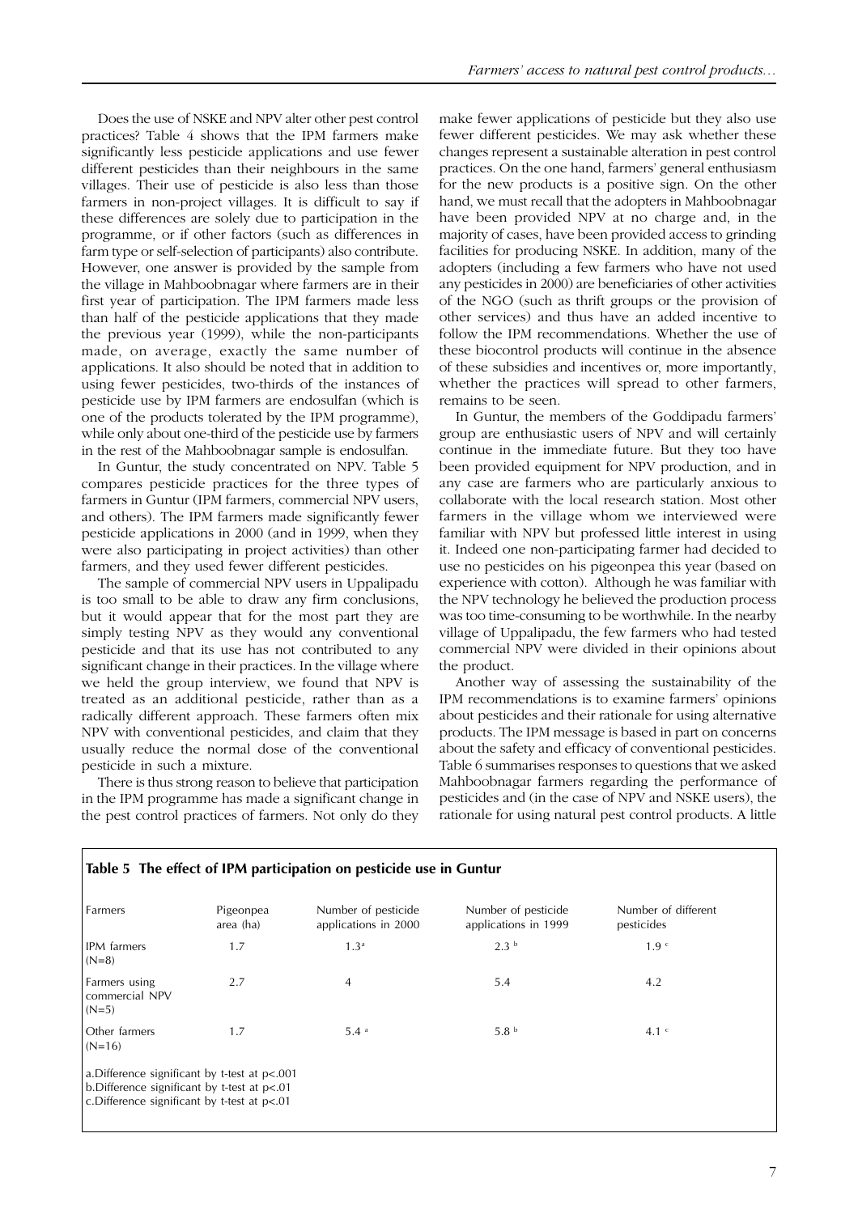Does the use of NSKE and NPV alter other pest control practices? Table 4 shows that the IPM farmers make significantly less pesticide applications and use fewer different pesticides than their neighbours in the same villages. Their use of pesticide is also less than those farmers in non-project villages. It is difficult to say if these differences are solely due to participation in the programme, or if other factors (such as differences in farm type or self-selection of participants) also contribute. However, one answer is provided by the sample from the village in Mahboobnagar where farmers are in their first year of participation. The IPM farmers made less than half of the pesticide applications that they made the previous year (1999), while the non-participants made, on average, exactly the same number of applications. It also should be noted that in addition to using fewer pesticides, two-thirds of the instances of pesticide use by IPM farmers are endosulfan (which is one of the products tolerated by the IPM programme), while only about one-third of the pesticide use by farmers in the rest of the Mahboobnagar sample is endosulfan.

In Guntur, the study concentrated on NPV. Table 5 compares pesticide practices for the three types of farmers in Guntur (IPM farmers, commercial NPV users, and others). The IPM farmers made significantly fewer pesticide applications in 2000 (and in 1999, when they were also participating in project activities) than other farmers, and they used fewer different pesticides.

The sample of commercial NPV users in Uppalipadu is too small to be able to draw any firm conclusions, but it would appear that for the most part they are simply testing NPV as they would any conventional pesticide and that its use has not contributed to any significant change in their practices. In the village where we held the group interview, we found that NPV is treated as an additional pesticide, rather than as a radically different approach. These farmers often mix NPV with conventional pesticides, and claim that they usually reduce the normal dose of the conventional pesticide in such a mixture.

There is thus strong reason to believe that participation in the IPM programme has made a significant change in the pest control practices of farmers. Not only do they make fewer applications of pesticide but they also use fewer different pesticides. We may ask whether these changes represent a sustainable alteration in pest control practices. On the one hand, farmers' general enthusiasm for the new products is a positive sign. On the other hand, we must recall that the adopters in Mahboobnagar have been provided NPV at no charge and, in the majority of cases, have been provided access to grinding facilities for producing NSKE. In addition, many of the adopters (including a few farmers who have not used any pesticides in 2000) are beneficiaries of other activities of the NGO (such as thrift groups or the provision of other services) and thus have an added incentive to follow the IPM recommendations. Whether the use of these biocontrol products will continue in the absence of these subsidies and incentives or, more importantly, whether the practices will spread to other farmers, remains to be seen.

In Guntur, the members of the Goddipadu farmers' group are enthusiastic users of NPV and will certainly continue in the immediate future. But they too have been provided equipment for NPV production, and in any case are farmers who are particularly anxious to collaborate with the local research station. Most other farmers in the village whom we interviewed were familiar with NPV but professed little interest in using it. Indeed one non-participating farmer had decided to use no pesticides on his pigeonpea this year (based on experience with cotton). Although he was familiar with the NPV technology he believed the production process was too time-consuming to be worthwhile. In the nearby village of Uppalipadu, the few farmers who had tested commercial NPV were divided in their opinions about the product.

Another way of assessing the sustainability of the IPM recommendations is to examine farmers' opinions about pesticides and their rationale for using alternative products. The IPM message is based in part on concerns about the safety and efficacy of conventional pesticides. Table 6 summarises responses to questions that we asked Mahboobnagar farmers regarding the performance of pesticides and (in the case of NPV and NSKE users), the rationale for using natural pest control products. A little

**Table 5 The effect of IPM participation on pesticide use in Guntur**

| Farmers | Pigeonpea area (ha) | Number of pesticide applications in 2000 | Number of pesticide applications in 1999 | Number of different pesticides |
|---|---|---|---|---|
| IPM farmers (N=8) | 1.7 | 1.3[a] | 2.3[b] | 1.9[c] |
| Farmers using commercial NPV (N=5) | 2.7 | 4 | 5.4 | 4.2 |
| Other farmers (N=16) | 1.7 | 5.4[a] | 5.8[b] | 4.1[c] |

a. Difference significant by t-test at $p<.001$
b. Difference significant by t-test at $p<.01$
c. Difference significant by t-test at $p<.01$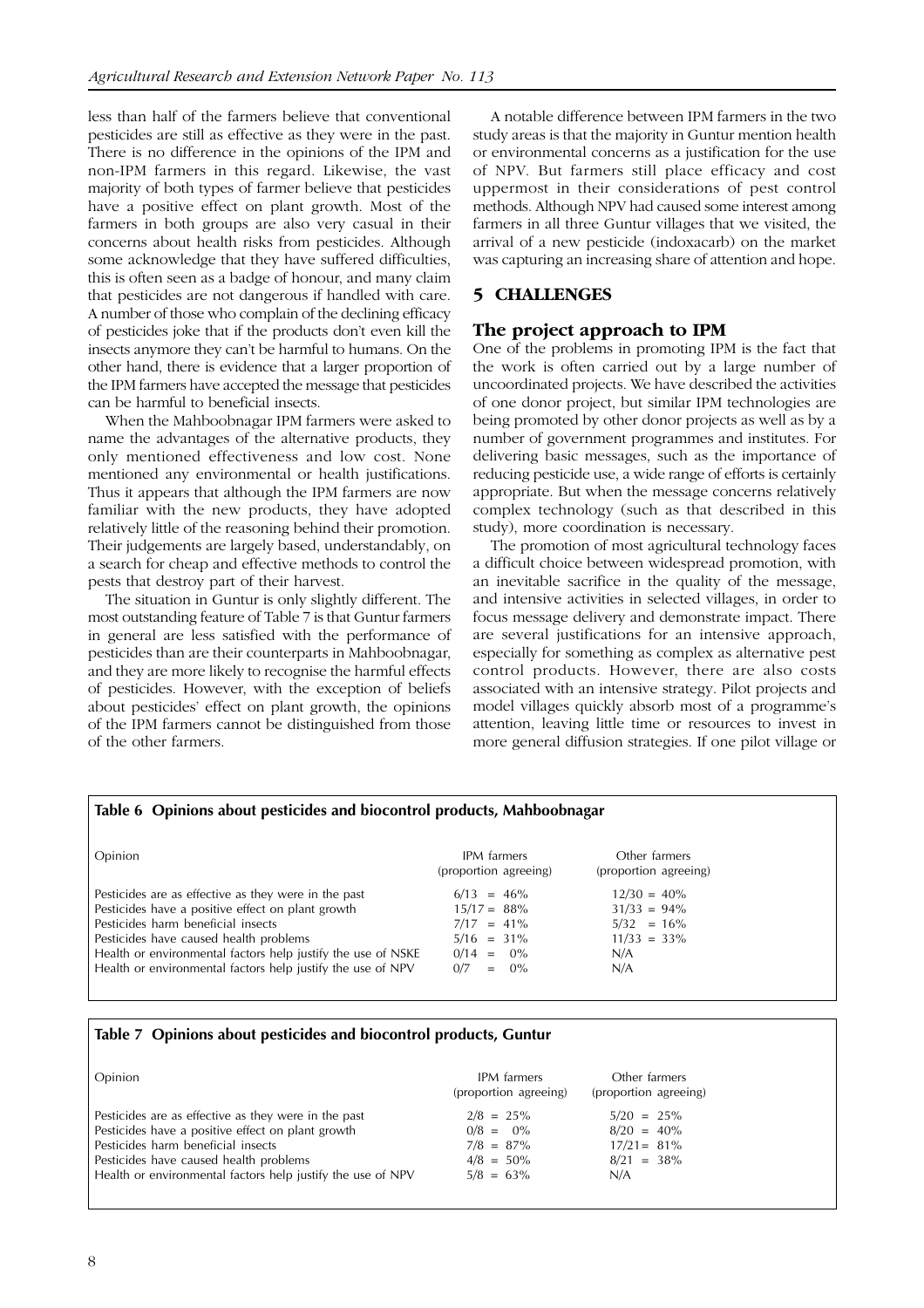less than half of the farmers believe that conventional pesticides are still as effective as they were in the past. There is no difference in the opinions of the IPM and non-IPM farmers in this regard. Likewise, the vast majority of both types of farmer believe that pesticides have a positive effect on plant growth. Most of the farmers in both groups are also very casual in their concerns about health risks from pesticides. Although some acknowledge that they have suffered difficulties, this is often seen as a badge of honour, and many claim that pesticides are not dangerous if handled with care. A number of those who complain of the declining efficacy of pesticides joke that if the products don't even kill the insects anymore they can't be harmful to humans. On the other hand, there is evidence that a larger proportion of the IPM farmers have accepted the message that pesticides can be harmful to beneficial insects.

When the Mahboobnagar IPM farmers were asked to name the advantages of the alternative products, they only mentioned effectiveness and low cost. None mentioned any environmental or health justifications. Thus it appears that although the IPM farmers are now familiar with the new products, they have adopted relatively little of the reasoning behind their promotion. Their judgements are largely based, understandably, on a search for cheap and effective methods to control the pests that destroy part of their harvest.

The situation in Guntur is only slightly different. The most outstanding feature of Table 7 is that Guntur farmers in general are less satisfied with the performance of pesticides than are their counterparts in Mahboobnagar, and they are more likely to recognise the harmful effects of pesticides. However, with the exception of beliefs about pesticides' effect on plant growth, the opinions of the IPM farmers cannot be distinguished from those of the other farmers.

A notable difference between IPM farmers in the two study areas is that the majority in Guntur mention health or environmental concerns as a justification for the use of NPV. But farmers still place efficacy and cost uppermost in their considerations of pest control methods. Although NPV had caused some interest among farmers in all three Guntur villages that we visited, the arrival of a new pesticide (indoxacarb) on the market was capturing an increasing share of attention and hope.

## 5 CHALLENGES

### The project approach to IPM

One of the problems in promoting IPM is the fact that the work is often carried out by a large number of uncoordinated projects. We have described the activities of one donor project, but similar IPM technologies are being promoted by other donor projects as well as by a number of government programmes and institutes. For delivering basic messages, such as the importance of reducing pesticide use, a wide range of efforts is certainly appropriate. But when the message concerns relatively complex technology (such as that described in this study), more coordination is necessary.

The promotion of most agricultural technology faces a difficult choice between widespread promotion, with an inevitable sacrifice in the quality of the message, and intensive activities in selected villages, in order to focus message delivery and demonstrate impact. There are several justifications for an intensive approach, especially for something as complex as alternative pest control products. However, there are also costs associated with an intensive strategy. Pilot projects and model villages quickly absorb most of a programme's attention, leaving little time or resources to invest in more general diffusion strategies. If one pilot village or

**Table 6 Opinions about pesticides and biocontrol products, Mahboobnagar**

| Opinion | IPM farmers (proportion agreeing) | Other farmers (proportion agreeing) |
|---|---|---|
| Pesticides are as effective as they were in the past | 6/13 = 46% | 12/30 = 40% |
| Pesticides have a positive effect on plant growth | 15/17 = 88% | 31/33 = 94% |
| Pesticides harm beneficial insects | 7/17 = 41% | 5/32 = 16% |
| Pesticides have caused health problems | 5/16 = 31% | 11/33 = 33% |
| Health or environmental factors help justify the use of NSKE | 0/14 = 0% | N/A |
| Health or environmental factors help justify the use of NPV | 0/7 = 0% | N/A |

**Table 7 Opinions about pesticides and biocontrol products, Guntur**

| Opinion | IPM farmers (proportion agreeing) | Other farmers (proportion agreeing) |
|---|---|---|
| Pesticides are as effective as they were in the past | 2/8 = 25% | 5/20 = 25% |
| Pesticides have a positive effect on plant growth | 0/8 = 0% | 8/20 = 40% |
| Pesticides harm beneficial insects | 7/8 = 87% | 17/21 = 81% |
| Pesticides have caused health problems | 4/8 = 50% | 8/21 = 38% |
| Health or environmental factors help justify the use of NPV | 5/8 = 63% | N/A |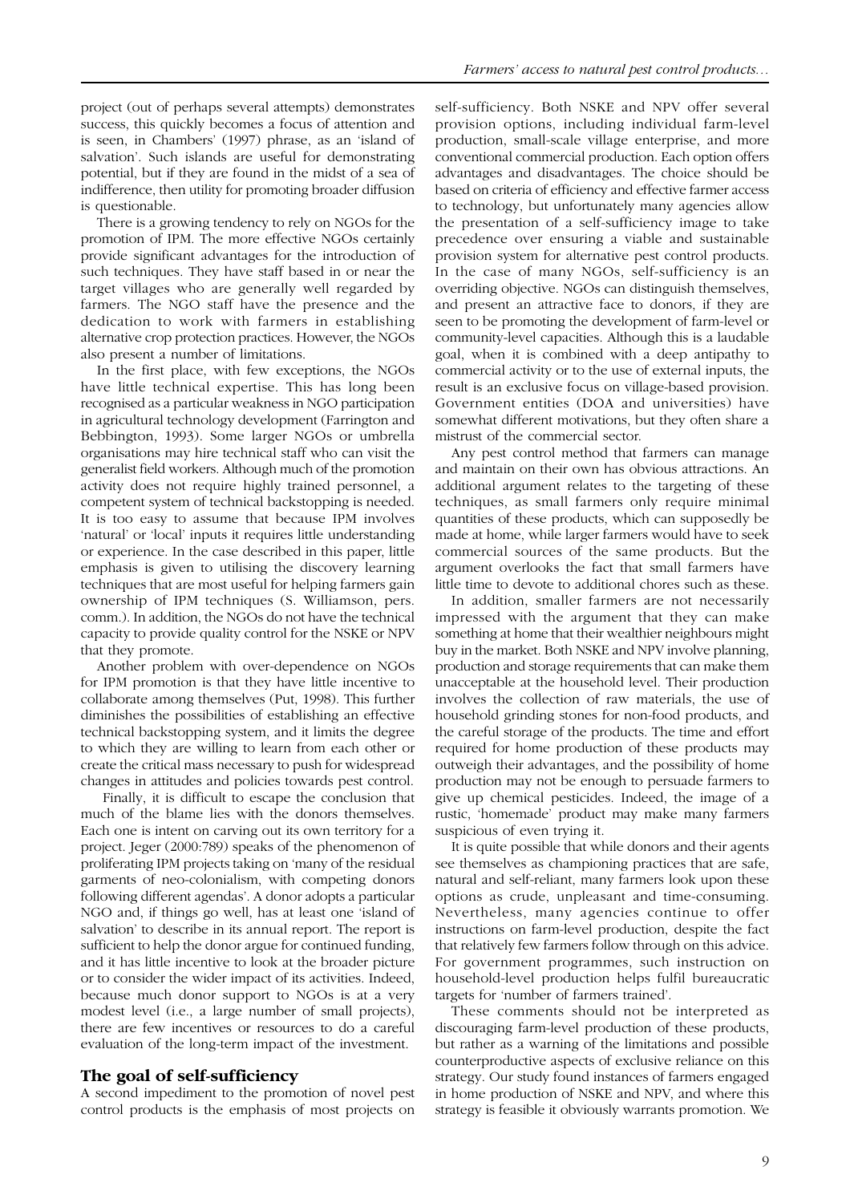project (out of perhaps several attempts) demonstrates success, this quickly becomes a focus of attention and is seen, in Chambers' (1997) phrase, as an 'island of salvation'. Such islands are useful for demonstrating potential, but if they are found in the midst of a sea of indifference, then utility for promoting broader diffusion is questionable.

There is a growing tendency to rely on NGOs for the promotion of IPM. The more effective NGOs certainly provide significant advantages for the introduction of such techniques. They have staff based in or near the target villages who are generally well regarded by farmers. The NGO staff have the presence and the dedication to work with farmers in establishing alternative crop protection practices. However, the NGOs also present a number of limitations.

In the first place, with few exceptions, the NGOs have little technical expertise. This has long been recognised as a particular weakness in NGO participation in agricultural technology development (Farrington and Bebbington, 1993). Some larger NGOs or umbrella organisations may hire technical staff who can visit the generalist field workers. Although much of the promotion activity does not require highly trained personnel, a competent system of technical backstopping is needed. It is too easy to assume that because IPM involves 'natural' or 'local' inputs it requires little understanding or experience. In the case described in this paper, little emphasis is given to utilising the discovery learning techniques that are most useful for helping farmers gain ownership of IPM techniques (S. Williamson, pers. comm.). In addition, the NGOs do not have the technical capacity to provide quality control for the NSKE or NPV that they promote.

Another problem with over-dependence on NGOs for IPM promotion is that they have little incentive to collaborate among themselves (Put, 1998). This further diminishes the possibilities of establishing an effective technical backstopping system, and it limits the degree to which they are willing to learn from each other or create the critical mass necessary to push for widespread changes in attitudes and policies towards pest control.

Finally, it is difficult to escape the conclusion that much of the blame lies with the donors themselves. Each one is intent on carving out its own territory for a project. Jeger (2000:789) speaks of the phenomenon of proliferating IPM projects taking on 'many of the residual garments of neo-colonialism, with competing donors following different agendas'. A donor adopts a particular NGO and, if things go well, has at least one 'island of salvation' to describe in its annual report. The report is sufficient to help the donor argue for continued funding, and it has little incentive to look at the broader picture or to consider the wider impact of its activities. Indeed, because much donor support to NGOs is at a very modest level (i.e., a large number of small projects), there are few incentives or resources to do a careful evaluation of the long-term impact of the investment.

## The goal of self-sufficiency

A second impediment to the promotion of novel pest control products is the emphasis of most projects on self-sufficiency. Both NSKE and NPV offer several provision options, including individual farm-level production, small-scale village enterprise, and more conventional commercial production. Each option offers advantages and disadvantages. The choice should be based on criteria of efficiency and effective farmer access to technology, but unfortunately many agencies allow the presentation of a self-sufficiency image to take precedence over ensuring a viable and sustainable provision system for alternative pest control products. In the case of many NGOs, self-sufficiency is an overriding objective. NGOs can distinguish themselves, and present an attractive face to donors, if they are seen to be promoting the development of farm-level or community-level capacities. Although this is a laudable goal, when it is combined with a deep antipathy to commercial activity or to the use of external inputs, the result is an exclusive focus on village-based provision. Government entities (DOA and universities) have somewhat different motivations, but they often share a mistrust of the commercial sector.

Any pest control method that farmers can manage and maintain on their own has obvious attractions. An additional argument relates to the targeting of these techniques, as small farmers only require minimal quantities of these products, which can supposedly be made at home, while larger farmers would have to seek commercial sources of the same products. But the argument overlooks the fact that small farmers have little time to devote to additional chores such as these.

In addition, smaller farmers are not necessarily impressed with the argument that they can make something at home that their wealthier neighbours might buy in the market. Both NSKE and NPV involve planning, production and storage requirements that can make them unacceptable at the household level. Their production involves the collection of raw materials, the use of household grinding stones for non-food products, and the careful storage of the products. The time and effort required for home production of these products may outweigh their advantages, and the possibility of home production may not be enough to persuade farmers to give up chemical pesticides. Indeed, the image of a rustic, 'homemade' product may make many farmers suspicious of even trying it.

It is quite possible that while donors and their agents see themselves as championing practices that are safe, natural and self-reliant, many farmers look upon these options as crude, unpleasant and time-consuming. Nevertheless, many agencies continue to offer instructions on farm-level production, despite the fact that relatively few farmers follow through on this advice. For government programmes, such instruction on household-level production helps fulfil bureaucratic targets for 'number of farmers trained'.

These comments should not be interpreted as discouraging farm-level production of these products, but rather as a warning of the limitations and possible counterproductive aspects of exclusive reliance on this strategy. Our study found instances of farmers engaged in home production of NSKE and NPV, and where this strategy is feasible it obviously warrants promotion. We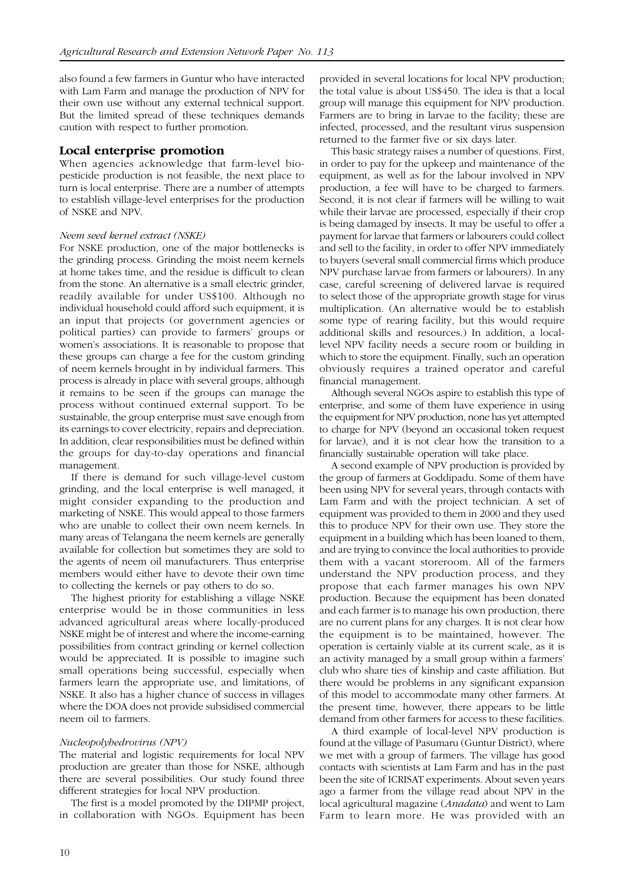also found a few farmers in Guntur who have interacted with Lam Farm and manage the production of NPV for their own use without any external technical support. But the limited spread of these techniques demands caution with respect to further promotion.

## Local enterprise promotion

When agencies acknowledge that farm-level biopesticide production is not feasible, the next place to turn is local enterprise. There are a number of attempts to establish village-level enterprises for the production of NSKE and NPV.

### *Neem seed kernel extract (NSKE)*

For NSKE production, one of the major bottlenecks is the grinding process. Grinding the moist neem kernels at home takes time, and the residue is difficult to clean from the stone. An alternative is a small electric grinder, readily available for under US$100. Although no individual household could afford such equipment, it is an input that projects (or government agencies or political parties) can provide to farmers' groups or women's associations. It is reasonable to propose that these groups can charge a fee for the custom grinding of neem kernels brought in by individual farmers. This process is already in place with several groups, although it remains to be seen if the groups can manage the process without continued external support. To be sustainable, the group enterprise must save enough from its earnings to cover electricity, repairs and depreciation. In addition, clear responsibilities must be defined within the groups for day-to-day operations and financial management.

If there is demand for such village-level custom grinding, and the local enterprise is well managed, it might consider expanding to the production and marketing of NSKE. This would appeal to those farmers who are unable to collect their own neem kernels. In many areas of Telangana the neem kernels are generally available for collection but sometimes they are sold to the agents of neem oil manufacturers. Thus enterprise members would either have to devote their own time to collecting the kernels or pay others to do so.

The highest priority for establishing a village NSKE enterprise would be in those communities in less advanced agricultural areas where locally-produced NSKE might be of interest and where the income-earning possibilities from contract grinding or kernel collection would be appreciated. It is possible to imagine such small operations being successful, especially when farmers learn the appropriate use, and limitations, of NSKE. It also has a higher chance of success in villages where the DOA does not provide subsidised commercial neem oil to farmers.

### *Nucleopolyhedrovirus (NPV)*

The material and logistic requirements for local NPV production are greater than those for NSKE, although there are several possibilities. Our study found three different strategies for local NPV production.

The first is a model promoted by the DIPMP project, in collaboration with NGOs. Equipment has been provided in several locations for local NPV production; the total value is about US$450. The idea is that a local group will manage this equipment for NPV production. Farmers are to bring in larvae to the facility; these are infected, processed, and the resultant virus suspension returned to the farmer five or six days later.

This basic strategy raises a number of questions. First, in order to pay for the upkeep and maintenance of the equipment, as well as for the labour involved in NPV production, a fee will have to be charged to farmers. Second, it is not clear if farmers will be willing to wait while their larvae are processed, especially if their crop is being damaged by insects. It may be useful to offer a payment for larvae that farmers or labourers could collect and sell to the facility, in order to offer NPV immediately to buyers (several small commercial firms which produce NPV purchase larvae from farmers or labourers). In any case, careful screening of delivered larvae is required to select those of the appropriate growth stage for virus multiplication. (An alternative would be to establish some type of rearing facility, but this would require additional skills and resources.) In addition, a local-level NPV facility needs a secure room or building in which to store the equipment. Finally, such an operation obviously requires a trained operator and careful financial management.

Although several NGOs aspire to establish this type of enterprise, and some of them have experience in using the equipment for NPV production, none has yet attempted to charge for NPV (beyond an occasional token request for larvae), and it is not clear how the transition to a financially sustainable operation will take place.

A second example of NPV production is provided by the group of farmers at Goddipadu. Some of them have been using NPV for several years, through contacts with Lam Farm and with the project technician. A set of equipment was provided to them in 2000 and they used this to produce NPV for their own use. They store the equipment in a building which has been loaned to them, and are trying to convince the local authorities to provide them with a vacant storeroom. All of the farmers understand the NPV production process, and they propose that each farmer manages his own NPV production. Because the equipment has been donated and each farmer is to manage his own production, there are no current plans for any charges. It is not clear how the equipment is to be maintained, however. The operation is certainly viable at its current scale, as it is an activity managed by a small group within a farmers' club who share ties of kinship and caste affiliation. But there would be problems in any significant expansion of this model to accommodate many other farmers. At the present time, however, there appears to be little demand from other farmers for access to these facilities.

A third example of local-level NPV production is found at the village of Pasumaru (Guntur District), where we met with a group of farmers. The village has good contacts with scientists at Lam Farm and has in the past been the site of ICRISAT experiments. About seven years ago a farmer from the village read about NPV in the local agricultural magazine (*Anadata*) and went to Lam Farm to learn more. He was provided with an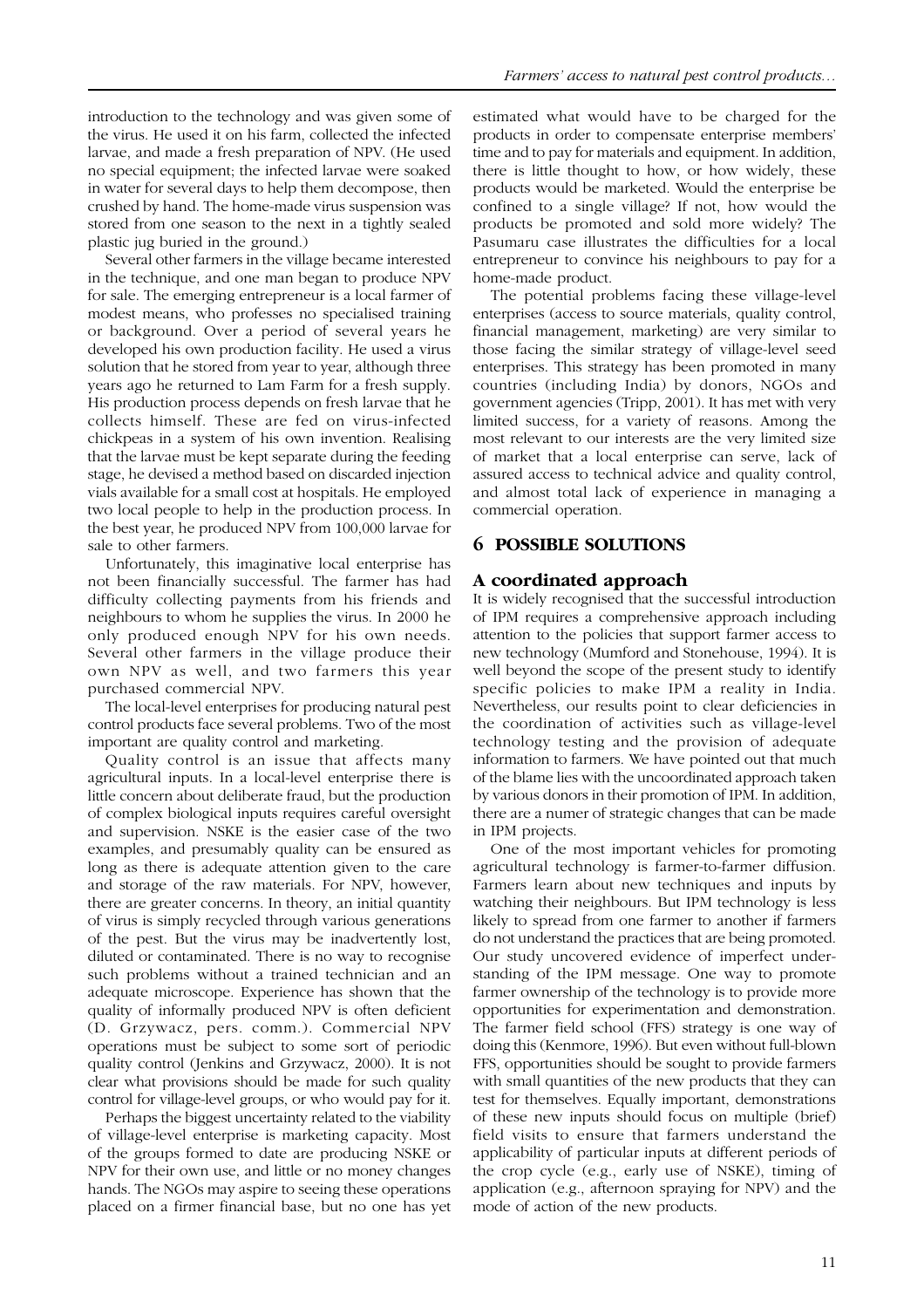introduction to the technology and was given some of the virus. He used it on his farm, collected the infected larvae, and made a fresh preparation of NPV. (He used no special equipment; the infected larvae were soaked in water for several days to help them decompose, then crushed by hand. The home-made virus suspension was stored from one season to the next in a tightly sealed plastic jug buried in the ground.)

Several other farmers in the village became interested in the technique, and one man began to produce NPV for sale. The emerging entrepreneur is a local farmer of modest means, who professes no specialised training or background. Over a period of several years he developed his own production facility. He used a virus solution that he stored from year to year, although three years ago he returned to Lam Farm for a fresh supply. His production process depends on fresh larvae that he collects himself. These are fed on virus-infected chickpeas in a system of his own invention. Realising that the larvae must be kept separate during the feeding stage, he devised a method based on discarded injection vials available for a small cost at hospitals. He employed two local people to help in the production process. In the best year, he produced NPV from 100,000 larvae for sale to other farmers.

Unfortunately, this imaginative local enterprise has not been financially successful. The farmer has had difficulty collecting payments from his friends and neighbours to whom he supplies the virus. In 2000 he only produced enough NPV for his own needs. Several other farmers in the village produce their own NPV as well, and two farmers this year purchased commercial NPV.

The local-level enterprises for producing natural pest control products face several problems. Two of the most important are quality control and marketing.

Quality control is an issue that affects many agricultural inputs. In a local-level enterprise there is little concern about deliberate fraud, but the production of complex biological inputs requires careful oversight and supervision. NSKE is the easier case of the two examples, and presumably quality can be ensured as long as there is adequate attention given to the care and storage of the raw materials. For NPV, however, there are greater concerns. In theory, an initial quantity of virus is simply recycled through various generations of the pest. But the virus may be inadvertently lost, diluted or contaminated. There is no way to recognise such problems without a trained technician and an adequate microscope. Experience has shown that the quality of informally produced NPV is often deficient (D. Grzywacz, pers. comm.). Commercial NPV operations must be subject to some sort of periodic quality control (Jenkins and Grzywacz, 2000). It is not clear what provisions should be made for such quality control for village-level groups, or who would pay for it.

Perhaps the biggest uncertainty related to the viability of village-level enterprise is marketing capacity. Most of the groups formed to date are producing NSKE or NPV for their own use, and little or no money changes hands. The NGOs may aspire to seeing these operations placed on a firmer financial base, but no one has yet estimated what would have to be charged for the products in order to compensate enterprise members' time and to pay for materials and equipment. In addition, there is little thought to how, or how widely, these products would be marketed. Would the enterprise be confined to a single village? If not, how would the products be promoted and sold more widely? The Pasumaru case illustrates the difficulties for a local entrepreneur to convince his neighbours to pay for a home-made product.

The potential problems facing these village-level enterprises (access to source materials, quality control, financial management, marketing) are very similar to those facing the similar strategy of village-level seed enterprises. This strategy has been promoted in many countries (including India) by donors, NGOs and government agencies (Tripp, 2001). It has met with very limited success, for a variety of reasons. Among the most relevant to our interests are the very limited size of market that a local enterprise can serve, lack of assured access to technical advice and quality control, and almost total lack of experience in managing a commercial operation.

## 6 POSSIBLE SOLUTIONS

### A coordinated approach

It is widely recognised that the successful introduction of IPM requires a comprehensive approach including attention to the policies that support farmer access to new technology (Mumford and Stonehouse, 1994). It is well beyond the scope of the present study to identify specific policies to make IPM a reality in India. Nevertheless, our results point to clear deficiencies in the coordination of activities such as village-level technology testing and the provision of adequate information to farmers. We have pointed out that much of the blame lies with the uncoordinated approach taken by various donors in their promotion of IPM. In addition, there are a numer of strategic changes that can be made in IPM projects.

One of the most important vehicles for promoting agricultural technology is farmer-to-farmer diffusion. Farmers learn about new techniques and inputs by watching their neighbours. But IPM technology is less likely to spread from one farmer to another if farmers do not understand the practices that are being promoted. Our study uncovered evidence of imperfect understanding of the IPM message. One way to promote farmer ownership of the technology is to provide more opportunities for experimentation and demonstration. The farmer field school (FFS) strategy is one way of doing this (Kenmore, 1996). But even without full-blown FFS, opportunities should be sought to provide farmers with small quantities of the new products that they can test for themselves. Equally important, demonstrations of these new inputs should focus on multiple (brief) field visits to ensure that farmers understand the applicability of particular inputs at different periods of the crop cycle (e.g., early use of NSKE), timing of application (e.g., afternoon spraying for NPV) and the mode of action of the new products.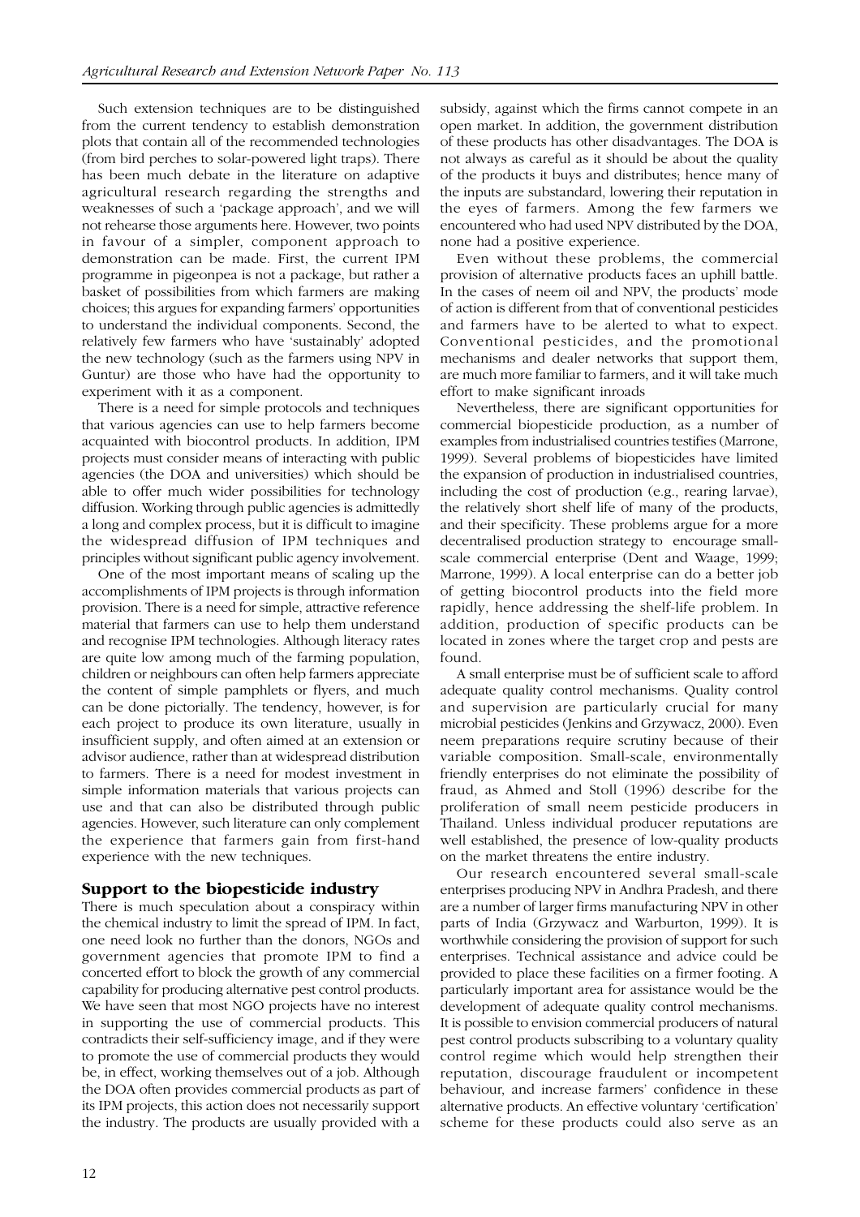Such extension techniques are to be distinguished from the current tendency to establish demonstration plots that contain all of the recommended technologies (from bird perches to solar-powered light traps). There has been much debate in the literature on adaptive agricultural research regarding the strengths and weaknesses of such a 'package approach', and we will not rehearse those arguments here. However, two points in favour of a simpler, component approach to demonstration can be made. First, the current IPM programme in pigeonpea is not a package, but rather a basket of possibilities from which farmers are making choices; this argues for expanding farmers' opportunities to understand the individual components. Second, the relatively few farmers who have 'sustainably' adopted the new technology (such as the farmers using NPV in Guntur) are those who have had the opportunity to experiment with it as a component.

There is a need for simple protocols and techniques that various agencies can use to help farmers become acquainted with biocontrol products. In addition, IPM projects must consider means of interacting with public agencies (the DOA and universities) which should be able to offer much wider possibilities for technology diffusion. Working through public agencies is admittedly a long and complex process, but it is difficult to imagine the widespread diffusion of IPM techniques and principles without significant public agency involvement.

One of the most important means of scaling up the accomplishments of IPM projects is through information provision. There is a need for simple, attractive reference material that farmers can use to help them understand and recognise IPM technologies. Although literacy rates are quite low among much of the farming population, children or neighbours can often help farmers appreciate the content of simple pamphlets or flyers, and much can be done pictorially. The tendency, however, is for each project to produce its own literature, usually in insufficient supply, and often aimed at an extension or advisor audience, rather than at widespread distribution to farmers. There is a need for modest investment in simple information materials that various projects can use and that can also be distributed through public agencies. However, such literature can only complement the experience that farmers gain from first-hand experience with the new techniques.

## Support to the biopesticide industry

There is much speculation about a conspiracy within the chemical industry to limit the spread of IPM. In fact, one need look no further than the donors, NGOs and government agencies that promote IPM to find a concerted effort to block the growth of any commercial capability for producing alternative pest control products. We have seen that most NGO projects have no interest in supporting the use of commercial products. This contradicts their self-sufficiency image, and if they were to promote the use of commercial products they would be, in effect, working themselves out of a job. Although the DOA often provides commercial products as part of its IPM projects, this action does not necessarily support the industry. The products are usually provided with a subsidy, against which the firms cannot compete in an open market. In addition, the government distribution of these products has other disadvantages. The DOA is not always as careful as it should be about the quality of the products it buys and distributes; hence many of the inputs are substandard, lowering their reputation in the eyes of farmers. Among the few farmers we encountered who had used NPV distributed by the DOA, none had a positive experience.

Even without these problems, the commercial provision of alternative products faces an uphill battle. In the cases of neem oil and NPV, the products' mode of action is different from that of conventional pesticides and farmers have to be alerted to what to expect. Conventional pesticides, and the promotional mechanisms and dealer networks that support them, are much more familiar to farmers, and it will take much effort to make significant inroads

Nevertheless, there are significant opportunities for commercial biopesticide production, as a number of examples from industrialised countries testifies (Marrone, 1999). Several problems of biopesticides have limited the expansion of production in industrialised countries, including the cost of production (e.g., rearing larvae), the relatively short shelf life of many of the products, and their specificity. These problems argue for a more decentralised production strategy to encourage small-scale commercial enterprise (Dent and Waage, 1999; Marrone, 1999). A local enterprise can do a better job of getting biocontrol products into the field more rapidly, hence addressing the shelf-life problem. In addition, production of specific products can be located in zones where the target crop and pests are found.

A small enterprise must be of sufficient scale to afford adequate quality control mechanisms. Quality control and supervision are particularly crucial for many microbial pesticides (Jenkins and Grzywacz, 2000). Even neem preparations require scrutiny because of their variable composition. Small-scale, environmentally friendly enterprises do not eliminate the possibility of fraud, as Ahmed and Stoll (1996) describe for the proliferation of small neem pesticide producers in Thailand. Unless individual producer reputations are well established, the presence of low-quality products on the market threatens the entire industry.

Our research encountered several small-scale enterprises producing NPV in Andhra Pradesh, and there are a number of larger firms manufacturing NPV in other parts of India (Grzywacz and Warburton, 1999). It is worthwhile considering the provision of support for such enterprises. Technical assistance and advice could be provided to place these facilities on a firmer footing. A particularly important area for assistance would be the development of adequate quality control mechanisms. It is possible to envision commercial producers of natural pest control products subscribing to a voluntary quality control regime which would help strengthen their reputation, discourage fraudulent or incompetent behaviour, and increase farmers' confidence in these alternative products. An effective voluntary 'certification' scheme for these products could also serve as an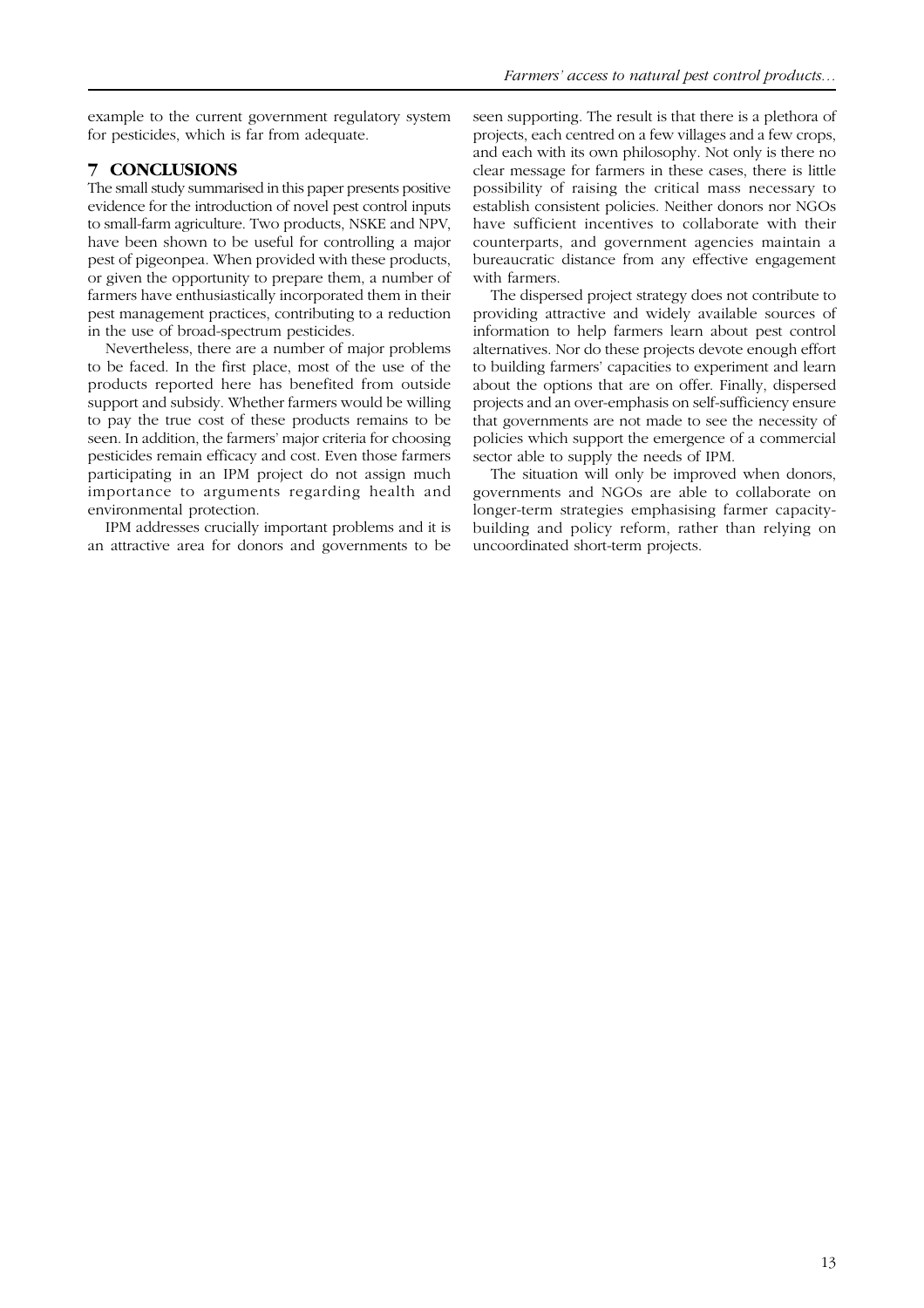example to the current government regulatory system for pesticides, which is far from adequate.

## 7 CONCLUSIONS

The small study summarised in this paper presents positive evidence for the introduction of novel pest control inputs to small-farm agriculture. Two products, NSKE and NPV, have been shown to be useful for controlling a major pest of pigeonpea. When provided with these products, or given the opportunity to prepare them, a number of farmers have enthusiastically incorporated them in their pest management practices, contributing to a reduction in the use of broad-spectrum pesticides.

Nevertheless, there are a number of major problems to be faced. In the first place, most of the use of the products reported here has benefited from outside support and subsidy. Whether farmers would be willing to pay the true cost of these products remains to be seen. In addition, the farmers' major criteria for choosing pesticides remain efficacy and cost. Even those farmers participating in an IPM project do not assign much importance to arguments regarding health and environmental protection.

IPM addresses crucially important problems and it is an attractive area for donors and governments to be seen supporting. The result is that there is a plethora of projects, each centred on a few villages and a few crops, and each with its own philosophy. Not only is there no clear message for farmers in these cases, there is little possibility of raising the critical mass necessary to establish consistent policies. Neither donors nor NGOs have sufficient incentives to collaborate with their counterparts, and government agencies maintain a bureaucratic distance from any effective engagement with farmers.

The dispersed project strategy does not contribute to providing attractive and widely available sources of information to help farmers learn about pest control alternatives. Nor do these projects devote enough effort to building farmers' capacities to experiment and learn about the options that are on offer. Finally, dispersed projects and an over-emphasis on self-sufficiency ensure that governments are not made to see the necessity of policies which support the emergence of a commercial sector able to supply the needs of IPM.

The situation will only be improved when donors, governments and NGOs are able to collaborate on longer-term strategies emphasising farmer capacity-building and policy reform, rather than relying on uncoordinated short-term projects.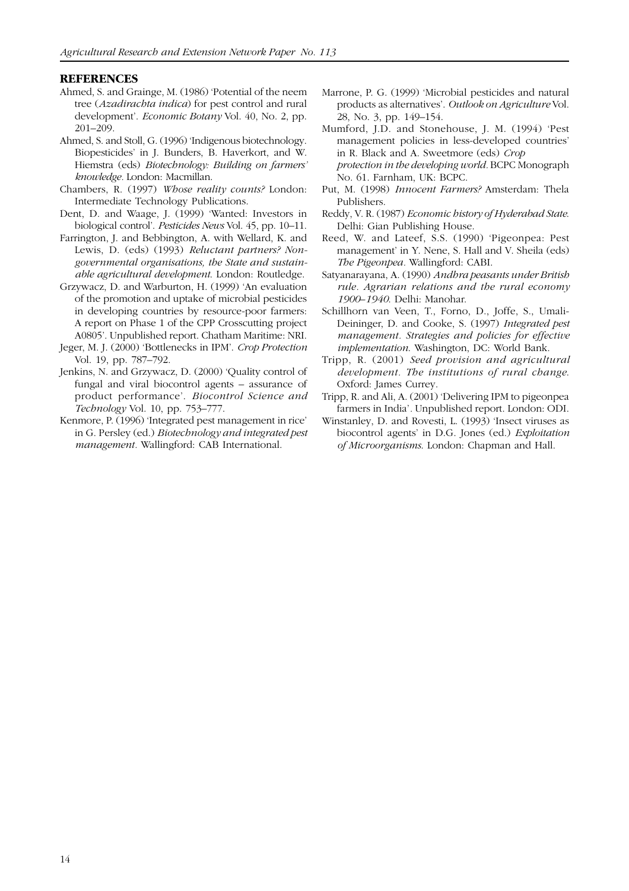## REFERENCES

Ahmed, S. and Grainge, M. (1986) 'Potential of the neem tree (*Azadirachta indica*) for pest control and rural development'. *Economic Botany* Vol. 40, No. 2, pp. 201–209.

Ahmed, S. and Stoll, G. (1996) 'Indigenous biotechnology. Biopesticides' in J. Bunders, B. Haverkort, and W. Hiemstra (eds) *Biotechnology: Building on farmers' knowledge*. London: Macmillan.

Chambers, R. (1997) *Whose reality counts?* London: Intermediate Technology Publications.

Dent, D. and Waage, J. (1999) 'Wanted: Investors in biological control'. *Pesticides News* Vol. 45, pp. 10–11.

Farrington, J. and Bebbington, A. with Wellard, K. and Lewis, D. (eds) (1993) *Reluctant partners? Non-governmental organisations, the State and sustainable agricultural development*. London: Routledge.

Grzywacz, D. and Warburton, H. (1999) 'An evaluation of the promotion and uptake of microbial pesticides in developing countries by resource-poor farmers: A report on Phase 1 of the CPP Crosscutting project A0805'. Unpublished report. Chatham Maritime: NRI.

Jeger, M. J. (2000) 'Bottlenecks in IPM'. *Crop Protection* Vol. 19, pp. 787–792.

Jenkins, N. and Grzywacz, D. (2000) 'Quality control of fungal and viral biocontrol agents – assurance of product performance'. *Biocontrol Science and Technology* Vol. 10, pp. 753–777.

Kenmore, P. (1996) 'Integrated pest management in rice' in G. Persley (ed.) *Biotechnology and integrated pest management*. Wallingford: CAB International.

Marrone, P. G. (1999) 'Microbial pesticides and natural products as alternatives'. *Outlook on Agriculture* Vol. 28, No. 3, pp. 149–154.

Mumford, J.D. and Stonehouse, J. M. (1994) 'Pest management policies in less-developed countries' in R. Black and A. Sweetmore (eds) *Crop protection in the developing world*. BCPC Monograph No. 61. Farnham, UK: BCPC.

Put, M. (1998) *Innocent Farmers?* Amsterdam: Thela Publishers.

Reddy, V. R. (1987) *Economic history of Hyderabad State*. Delhi: Gian Publishing House.

Reed, W. and Lateef, S.S. (1990) 'Pigeonpea: Pest management' in Y. Nene, S. Hall and V. Sheila (eds) *The Pigeonpea*. Wallingford: CABI.

Satyanarayana, A. (1990) *Andhra peasants under British rule. Agrarian relations and the rural economy 1900–1940*. Delhi: Manohar.

Schillhorn van Veen, T., Forno, D., Joffe, S., Umali-Deininger, D. and Cooke, S. (1997) *Integrated pest management. Strategies and policies for effective implementation*. Washington, DC: World Bank.

Tripp, R. (2001) *Seed provision and agricultural development. The institutions of rural change*. Oxford: James Currey.

Tripp, R. and Ali, A. (2001) 'Delivering IPM to pigeonpea farmers in India'. Unpublished report. London: ODI.

Winstanley, D. and Rovesti, L. (1993) 'Insect viruses as biocontrol agents' in D.G. Jones (ed.) *Exploitation of Microorganisms*. London: Chapman and Hall.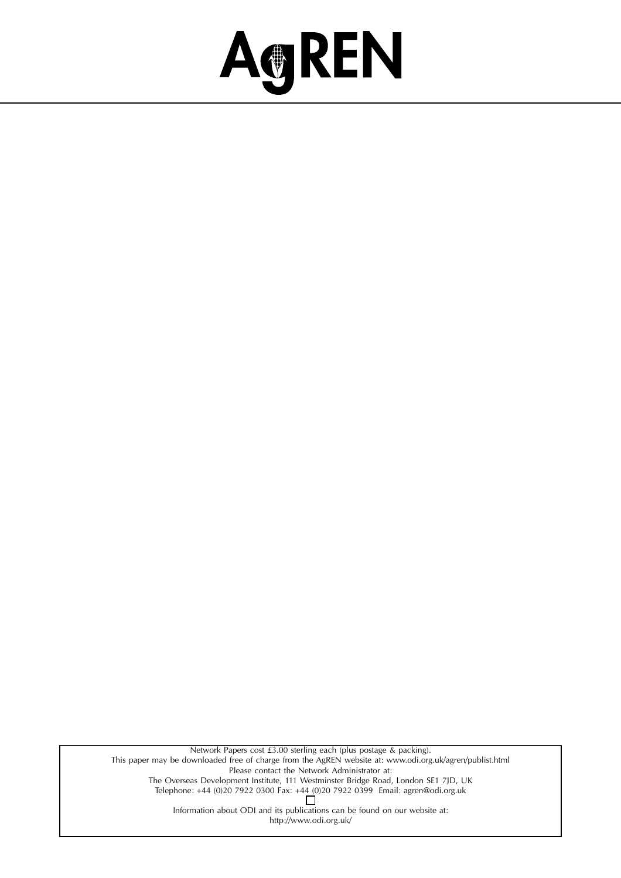# AgREN

Network Papers cost £3.00 sterling each (plus postage & packing).
This paper may be downloaded free of charge from the AgREN website at: www.odi.org.uk/agren/publist.html
Please contact the Network Administrator at:
The Overseas Development Institute, 111 Westminster Bridge Road, London SE1 7JD, UK
Telephone: +44 (0)20 7922 0300 Fax: +44 (0)20 7922 0399 Email: agren@odi.org.uk

Information about ODI and its publications can be found on our website at:
http://www.odi.org.uk/